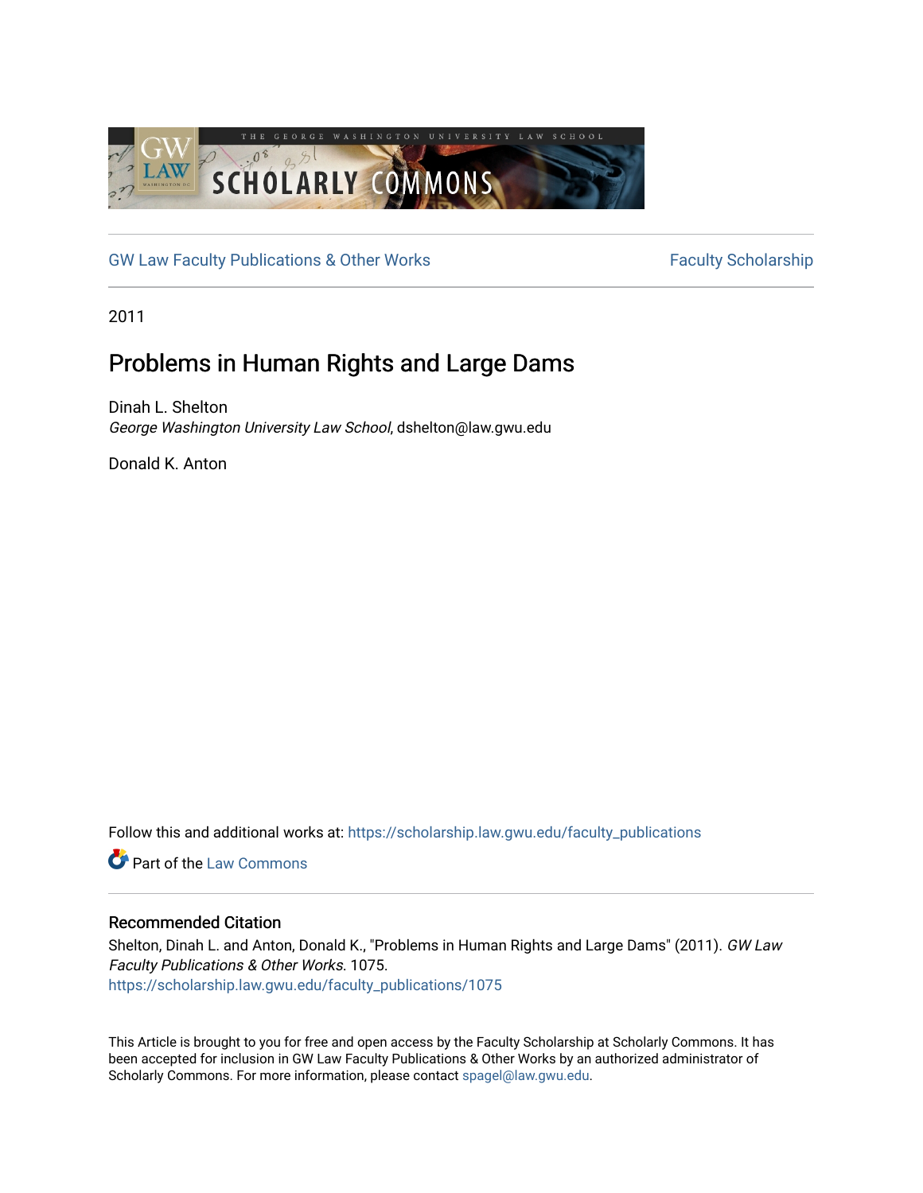THE GEORGE WASHINGTON UNIVERSITY LAW SCHOOL

GW LAW SCHOLARLY COMMONS

GW Law Faculty Publications & Other Works | Faculty Scholarship

2011

# Problems in Human Rights and Large Dams

Dinah L. Shelton
*George Washington University Law School*, dshelton@law.gwu.edu

Donald K. Anton

Follow this and additional works at: https://scholarship.law.gwu.edu/faculty_publications

Part of the Law Commons

## Recommended Citation

Shelton, Dinah L. and Anton, Donald K., "Problems in Human Rights and Large Dams" (2011). *GW Law Faculty Publications & Other Works*. 1075.
https://scholarship.law.gwu.edu/faculty_publications/1075

This Article is brought to you for free and open access by the Faculty Scholarship at Scholarly Commons. It has been accepted for inclusion in GW Law Faculty Publications & Other Works by an authorized administrator of Scholarly Commons. For more information, please contact spagel@law.gwu.edu.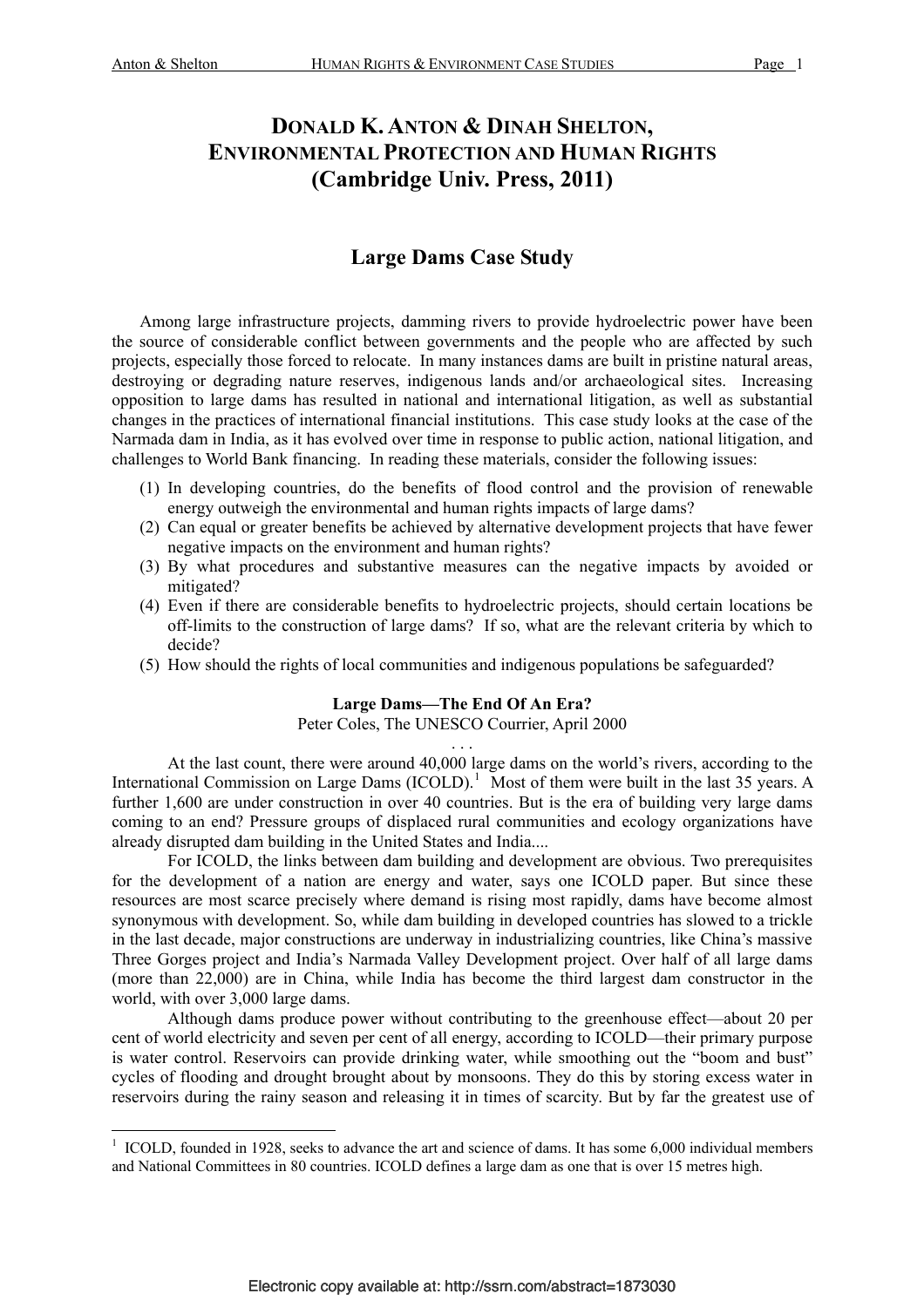# DONALD K. ANTON & DINAH SHELTON, ENVIRONMENTAL PROTECTION AND HUMAN RIGHTS (Cambridge Univ. Press, 2011)

## Large Dams Case Study

Among large infrastructure projects, damming rivers to provide hydroelectric power have been the source of considerable conflict between governments and the people who are affected by such projects, especially those forced to relocate. In many instances dams are built in pristine natural areas, destroying or degrading nature reserves, indigenous lands and/or archaeological sites. Increasing opposition to large dams has resulted in national and international litigation, as well as substantial changes in the practices of international financial institutions. This case study looks at the case of the Narmada dam in India, as it has evolved over time in response to public action, national litigation, and challenges to World Bank financing. In reading these materials, consider the following issues:

(1) In developing countries, do the benefits of flood control and the provision of renewable energy outweigh the environmental and human rights impacts of large dams?
(2) Can equal or greater benefits be achieved by alternative development projects that have fewer negative impacts on the environment and human rights?
(3) By what procedures and substantive measures can the negative impacts by avoided or mitigated?
(4) Even if there are considerable benefits to hydroelectric projects, should certain locations be off-limits to the construction of large dams? If so, what are the relevant criteria by which to decide?
(5) How should the rights of local communities and indigenous populations be safeguarded?

**Large Dams—The End Of An Era?**
Peter Coles, The UNESCO Courrier, April 2000

. . .

At the last count, there were around 40,000 large dams on the world's rivers, according to the International Commission on Large Dams (ICOLD).[1] Most of them were built in the last 35 years. A further 1,600 are under construction in over 40 countries. But is the era of building very large dams coming to an end? Pressure groups of displaced rural communities and ecology organizations have already disrupted dam building in the United States and India....

For ICOLD, the links between dam building and development are obvious. Two prerequisites for the development of a nation are energy and water, says one ICOLD paper. But since these resources are most scarce precisely where demand is rising most rapidly, dams have become almost synonymous with development. So, while dam building in developed countries has slowed to a trickle in the last decade, major constructions are underway in industrializing countries, like China's massive Three Gorges project and India's Narmada Valley Development project. Over half of all large dams (more than 22,000) are in China, while India has become the third largest dam constructor in the world, with over 3,000 large dams.

Although dams produce power without contributing to the greenhouse effect—about 20 per cent of world electricity and seven per cent of all energy, according to ICOLD—their primary purpose is water control. Reservoirs can provide drinking water, while smoothing out the "boom and bust" cycles of flooding and drought brought about by monsoons. They do this by storing excess water in reservoirs during the rainy season and releasing it in times of scarcity. But by far the greatest use of

---

[1] ICOLD, founded in 1928, seeks to advance the art and science of dams. It has some 6,000 individual members and National Committees in 80 countries. ICOLD defines a large dam as one that is over 15 metres high.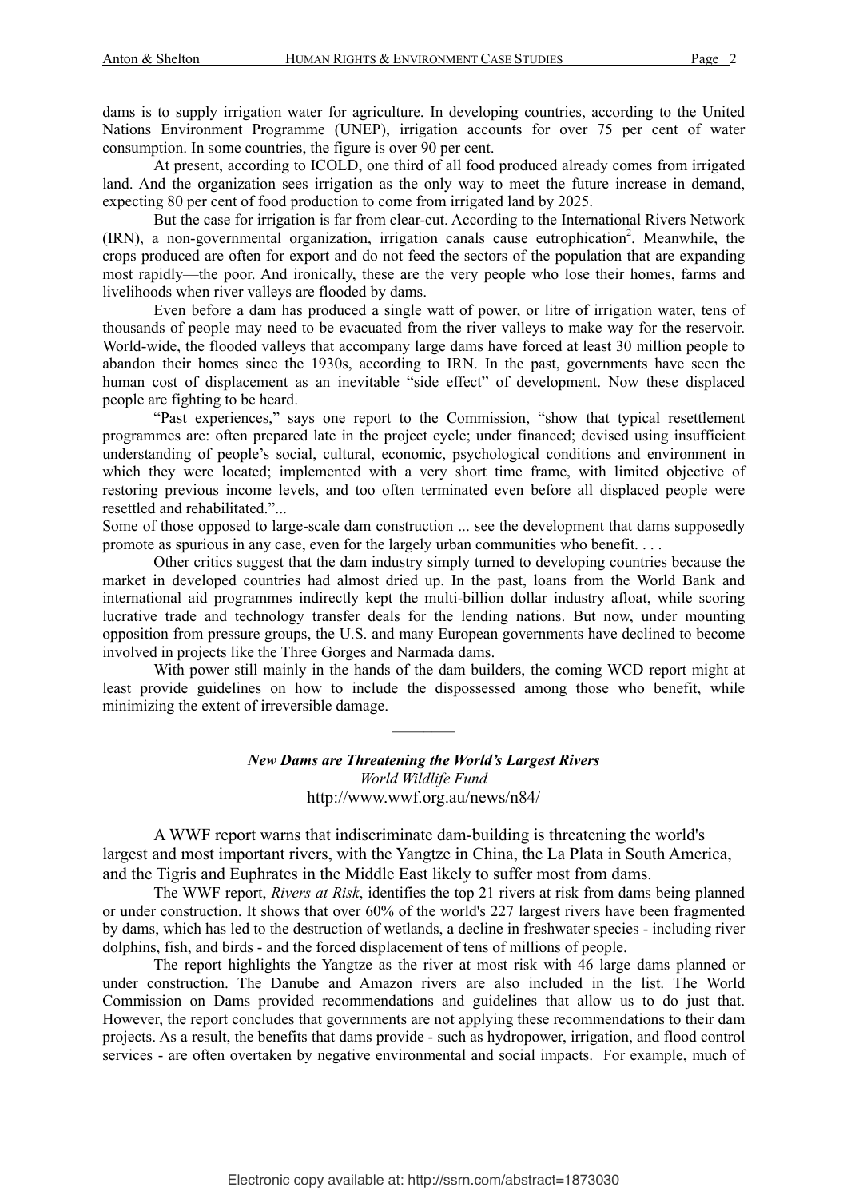dams is to supply irrigation water for agriculture. In developing countries, according to the United Nations Environment Programme (UNEP), irrigation accounts for over 75 per cent of water consumption. In some countries, the figure is over 90 per cent.

At present, according to ICOLD, one third of all food produced already comes from irrigated land. And the organization sees irrigation as the only way to meet the future increase in demand, expecting 80 per cent of food production to come from irrigated land by 2025.

But the case for irrigation is far from clear-cut. According to the International Rivers Network (IRN), a non-governmental organization, irrigation canals cause eutrophication[2]. Meanwhile, the crops produced are often for export and do not feed the sectors of the population that are expanding most rapidly—the poor. And ironically, these are the very people who lose their homes, farms and livelihoods when river valleys are flooded by dams.

Even before a dam has produced a single watt of power, or litre of irrigation water, tens of thousands of people may need to be evacuated from the river valleys to make way for the reservoir. World-wide, the flooded valleys that accompany large dams have forced at least 30 million people to abandon their homes since the 1930s, according to IRN. In the past, governments have seen the human cost of displacement as an inevitable "side effect" of development. Now these displaced people are fighting to be heard.

"Past experiences," says one report to the Commission, "show that typical resettlement programmes are: often prepared late in the project cycle; under financed; devised using insufficient understanding of people's social, cultural, economic, psychological conditions and environment in which they were located; implemented with a very short time frame, with limited objective of restoring previous income levels, and too often terminated even before all displaced people were resettled and rehabilitated."...

Some of those opposed to large-scale dam construction ... see the development that dams supposedly promote as spurious in any case, even for the largely urban communities who benefit. . . .

Other critics suggest that the dam industry simply turned to developing countries because the market in developed countries had almost dried up. In the past, loans from the World Bank and international aid programmes indirectly kept the multi-billion dollar industry afloat, while scoring lucrative trade and technology transfer deals for the lending nations. But now, under mounting opposition from pressure groups, the U.S. and many European governments have declined to become involved in projects like the Three Gorges and Narmada dams.

With power still mainly in the hands of the dam builders, the coming WCD report might at least provide guidelines on how to include the dispossessed among those who benefit, while minimizing the extent of irreversible damage.

————

***New Dams are Threatening the World's Largest Rivers***
*World Wildlife Fund*
http://www.wwf.org.au/news/n84/

A WWF report warns that indiscriminate dam-building is threatening the world's largest and most important rivers, with the Yangtze in China, the La Plata in South America, and the Tigris and Euphrates in the Middle East likely to suffer most from dams.

The WWF report, *Rivers at Risk*, identifies the top 21 rivers at risk from dams being planned or under construction. It shows that over 60% of the world's 227 largest rivers have been fragmented by dams, which has led to the destruction of wetlands, a decline in freshwater species - including river dolphins, fish, and birds - and the forced displacement of tens of millions of people.

The report highlights the Yangtze as the river at most risk with 46 large dams planned or under construction. The Danube and Amazon rivers are also included in the list. The World Commission on Dams provided recommendations and guidelines that allow us to do just that. However, the report concludes that governments are not applying these recommendations to their dam projects. As a result, the benefits that dams provide - such as hydropower, irrigation, and flood control services - are often overtaken by negative environmental and social impacts. For example, much of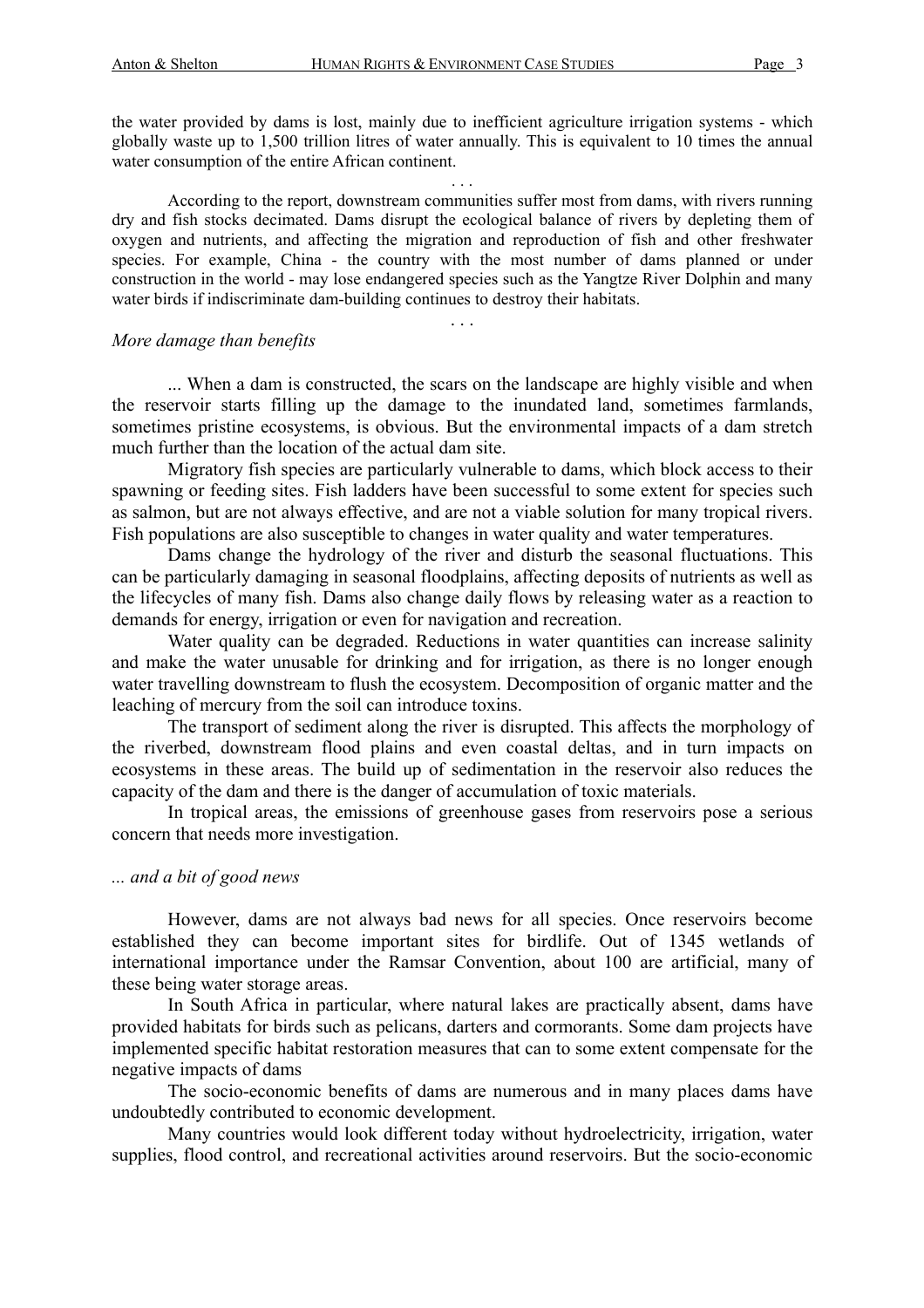the water provided by dams is lost, mainly due to inefficient agriculture irrigation systems - which globally waste up to 1,500 trillion litres of water annually. This is equivalent to 10 times the annual water consumption of the entire African continent.

. . .

According to the report, downstream communities suffer most from dams, with rivers running dry and fish stocks decimated. Dams disrupt the ecological balance of rivers by depleting them of oxygen and nutrients, and affecting the migration and reproduction of fish and other freshwater species. For example, China - the country with the most number of dams planned or under construction in the world - may lose endangered species such as the Yangtze River Dolphin and many water birds if indiscriminate dam-building continues to destroy their habitats.

. . .

*More damage than benefits*

... When a dam is constructed, the scars on the landscape are highly visible and when the reservoir starts filling up the damage to the inundated land, sometimes farmlands, sometimes pristine ecosystems, is obvious. But the environmental impacts of a dam stretch much further than the location of the actual dam site.

Migratory fish species are particularly vulnerable to dams, which block access to their spawning or feeding sites. Fish ladders have been successful to some extent for species such as salmon, but are not always effective, and are not a viable solution for many tropical rivers. Fish populations are also susceptible to changes in water quality and water temperatures.

Dams change the hydrology of the river and disturb the seasonal fluctuations. This can be particularly damaging in seasonal floodplains, affecting deposits of nutrients as well as the lifecycles of many fish. Dams also change daily flows by releasing water as a reaction to demands for energy, irrigation or even for navigation and recreation.

Water quality can be degraded. Reductions in water quantities can increase salinity and make the water unusable for drinking and for irrigation, as there is no longer enough water travelling downstream to flush the ecosystem. Decomposition of organic matter and the leaching of mercury from the soil can introduce toxins.

The transport of sediment along the river is disrupted. This affects the morphology of the riverbed, downstream flood plains and even coastal deltas, and in turn impacts on ecosystems in these areas. The build up of sedimentation in the reservoir also reduces the capacity of the dam and there is the danger of accumulation of toxic materials.

In tropical areas, the emissions of greenhouse gases from reservoirs pose a serious concern that needs more investigation.

*... and a bit of good news*

However, dams are not always bad news for all species. Once reservoirs become established they can become important sites for birdlife. Out of 1345 wetlands of international importance under the Ramsar Convention, about 100 are artificial, many of these being water storage areas.

In South Africa in particular, where natural lakes are practically absent, dams have provided habitats for birds such as pelicans, darters and cormorants. Some dam projects have implemented specific habitat restoration measures that can to some extent compensate for the negative impacts of dams

The socio-economic benefits of dams are numerous and in many places dams have undoubtedly contributed to economic development.

Many countries would look different today without hydroelectricity, irrigation, water supplies, flood control, and recreational activities around reservoirs. But the socio-economic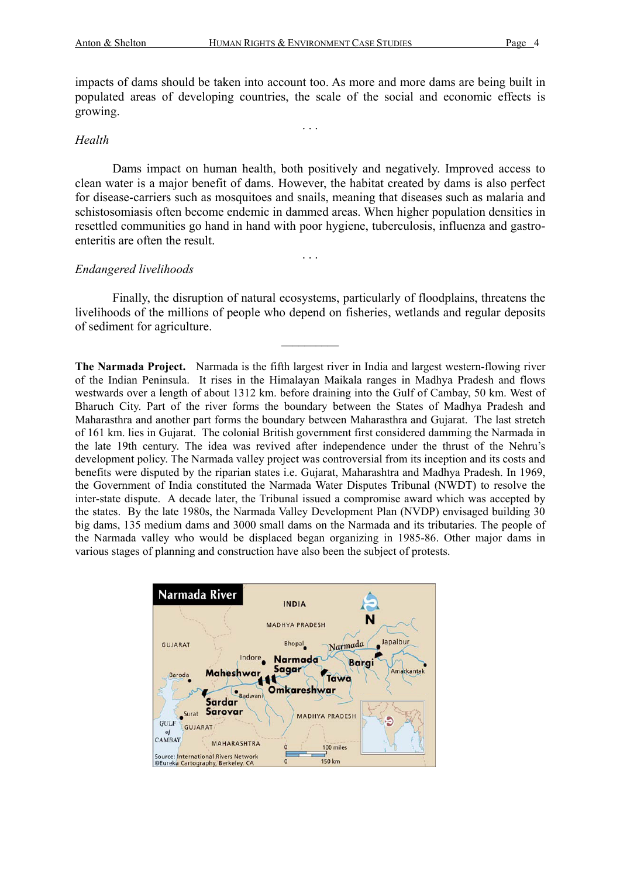impacts of dams should be taken into account too. As more and more dams are being built in populated areas of developing countries, the scale of the social and economic effects is growing.

. . .

*Health*

Dams impact on human health, both positively and negatively. Improved access to clean water is a major benefit of dams. However, the habitat created by dams is also perfect for disease-carriers such as mosquitoes and snails, meaning that diseases such as malaria and schistosomiasis often become endemic in dammed areas. When higher population densities in resettled communities go hand in hand with poor hygiene, tuberculosis, influenza and gastro-enteritis are often the result.

. . .

*Endangered livelihoods*

Finally, the disruption of natural ecosystems, particularly of floodplains, threatens the livelihoods of the millions of people who depend on fisheries, wetlands and regular deposits of sediment for agriculture.

---

**The Narmada Project.** Narmada is the fifth largest river in India and largest western-flowing river of the Indian Peninsula. It rises in the Himalayan Maikala ranges in Madhya Pradesh and flows westwards over a length of about 1312 km. before draining into the Gulf of Cambay, 50 km. West of Bharuch City. Part of the river forms the boundary between the States of Madhya Pradesh and Maharasthra and another part forms the boundary between Maharashtra and Gujarat. The last stretch of 161 km. lies in Gujarat. The colonial British government first considered damming the Narmada in the late 19th century. The idea was revived after independence under the thrust of the Nehru's development policy. The Narmada valley project was controversial from its inception and its costs and benefits were disputed by the riparian states i.e. Gujarat, Maharashtra and Madhya Pradesh. In 1969, the Government of India constituted the Narmada Water Disputes Tribunal (NWDT) to resolve the inter-state dispute. A decade later, the Tribunal issued a compromise award which was accepted by the states. By the late 1980s, the Narmada Valley Development Plan (NVDP) envisaged building 30 big dams, 135 medium dams and 3000 small dams on the Narmada and its tributaries. The people of the Narmada valley who would be displaced began organizing in 1985-86. Other major dams in various stages of planning and construction have also been the subject of protests.

Narmada River

Source: International Rivers Network
©Eureka Cartography, Berkeley, CA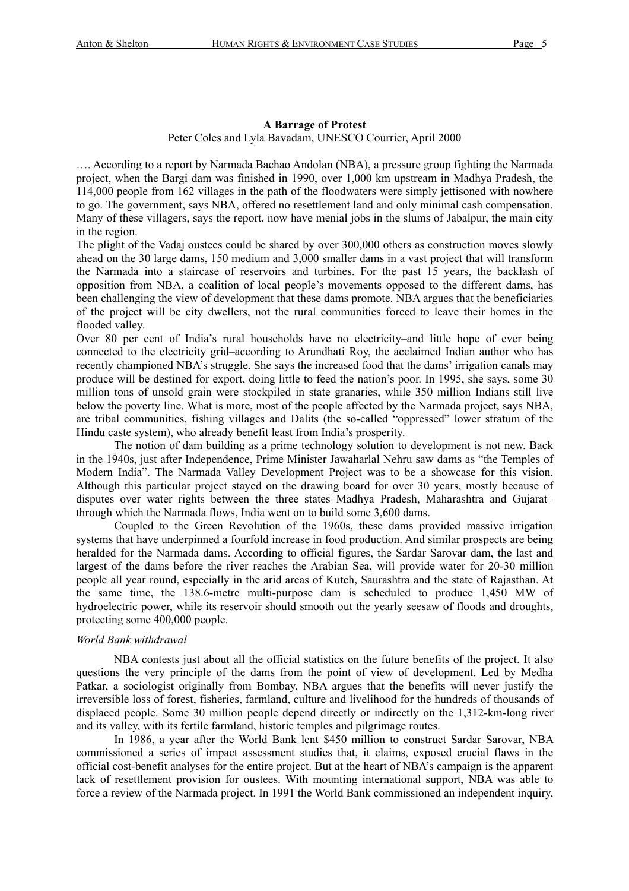**A Barrage of Protest**

Peter Coles and Lyla Bavadam, UNESCO Courrier, April 2000

…. According to a report by Narmada Bachao Andolan (NBA), a pressure group fighting the Narmada project, when the Bargi dam was finished in 1990, over 1,000 km upstream in Madhya Pradesh, the 114,000 people from 162 villages in the path of the floodwaters were simply jettisoned with nowhere to go. The government, says NBA, offered no resettlement land and only minimal cash compensation. Many of these villagers, says the report, now have menial jobs in the slums of Jabalpur, the main city in the region.

The plight of the Vadaj oustees could be shared by over 300,000 others as construction moves slowly ahead on the 30 large dams, 150 medium and 3,000 smaller dams in a vast project that will transform the Narmada into a staircase of reservoirs and turbines. For the past 15 years, the backlash of opposition from NBA, a coalition of local people's movements opposed to the different dams, has been challenging the view of development that these dams promote. NBA argues that the beneficiaries of the project will be city dwellers, not the rural communities forced to leave their homes in the flooded valley.

Over 80 per cent of India's rural households have no electricity–and little hope of ever being connected to the electricity grid–according to Arundhati Roy, the acclaimed Indian author who has recently championed NBA's struggle. She says the increased food that the dams' irrigation canals may produce will be destined for export, doing little to feed the nation's poor. In 1995, she says, some 30 million tons of unsold grain were stockpiled in state granaries, while 350 million Indians still live below the poverty line. What is more, most of the people affected by the Narmada project, says NBA, are tribal communities, fishing villages and Dalits (the so-called "oppressed" lower stratum of the Hindu caste system), who already benefit least from India's prosperity.

The notion of dam building as a prime technology solution to development is not new. Back in the 1940s, just after Independence, Prime Minister Jawaharlal Nehru saw dams as "the Temples of Modern India". The Narmada Valley Development Project was to be a showcase for this vision. Although this particular project stayed on the drawing board for over 30 years, mostly because of disputes over water rights between the three states–Madhya Pradesh, Maharashtra and Gujarat–through which the Narmada flows, India went on to build some 3,600 dams.

Coupled to the Green Revolution of the 1960s, these dams provided massive irrigation systems that have underpinned a fourfold increase in food production. And similar prospects are being heralded for the Narmada dams. According to official figures, the Sardar Sarovar dam, the last and largest of the dams before the river reaches the Arabian Sea, will provide water for 20-30 million people all year round, especially in the arid areas of Kutch, Saurashtra and the state of Rajasthan. At the same time, the 138.6-metre multi-purpose dam is scheduled to produce 1,450 MW of hydroelectric power, while its reservoir should smooth out the yearly seesaw of floods and droughts, protecting some 400,000 people.

*World Bank withdrawal*

NBA contests just about all the official statistics on the future benefits of the project. It also questions the very principle of the dams from the point of view of development. Led by Medha Patkar, a sociologist originally from Bombay, NBA argues that the benefits will never justify the irreversible loss of forest, fisheries, farmland, culture and livelihood for the hundreds of thousands of displaced people. Some 30 million people depend directly or indirectly on the 1,312-km-long river and its valley, with its fertile farmland, historic temples and pilgrimage routes.

In 1986, a year after the World Bank lent $450 million to construct Sardar Sarovar, NBA commissioned a series of impact assessment studies that, it claims, exposed crucial flaws in the official cost-benefit analyses for the entire project. But at the heart of NBA's campaign is the apparent lack of resettlement provision for oustees. With mounting international support, NBA was able to force a review of the Narmada project. In 1991 the World Bank commissioned an independent inquiry,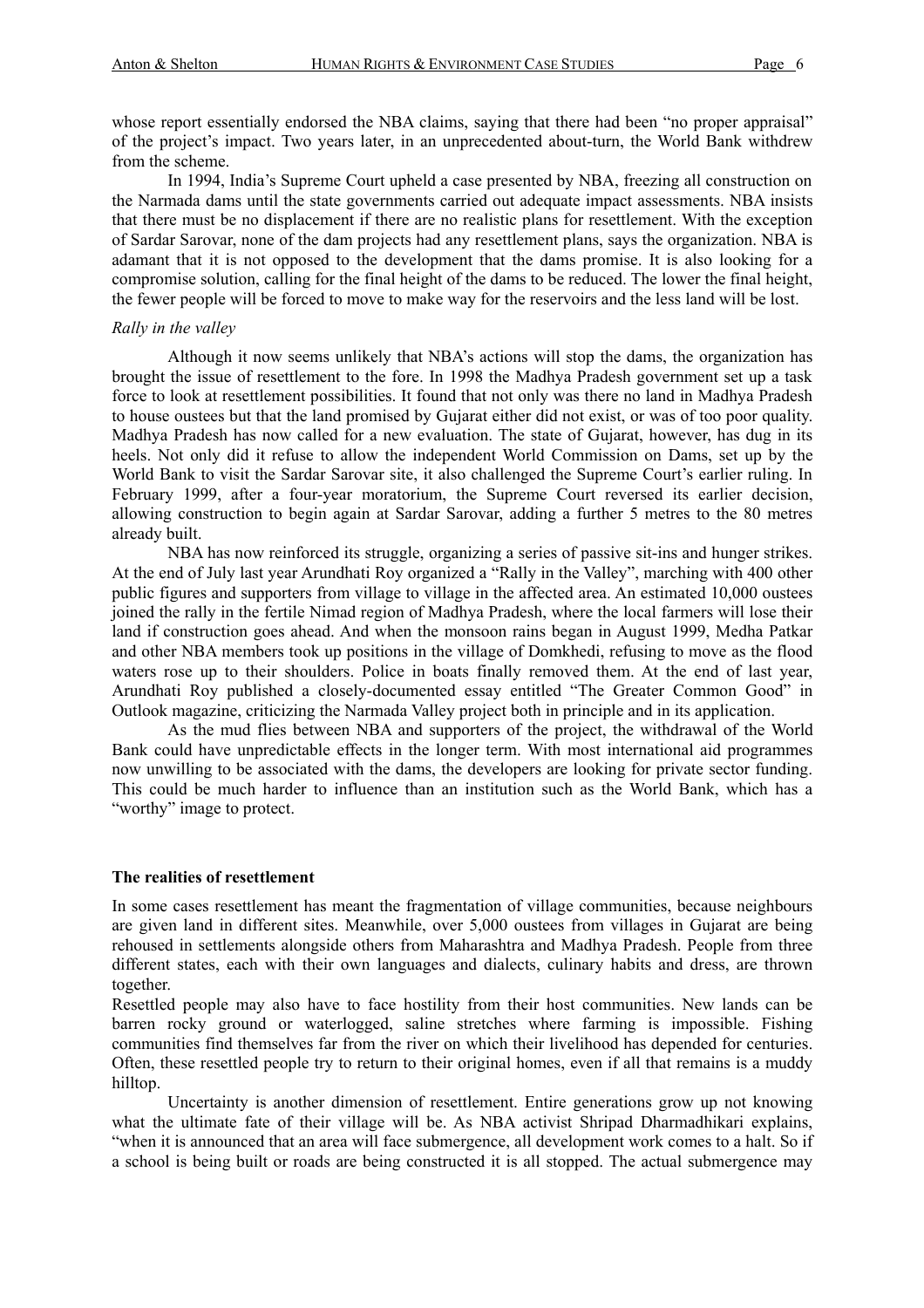whose report essentially endorsed the NBA claims, saying that there had been "no proper appraisal" of the project's impact. Two years later, in an unprecedented about-turn, the World Bank withdrew from the scheme.

In 1994, India's Supreme Court upheld a case presented by NBA, freezing all construction on the Narmada dams until the state governments carried out adequate impact assessments. NBA insists that there must be no displacement if there are no realistic plans for resettlement. With the exception of Sardar Sarovar, none of the dam projects had any resettlement plans, says the organization. NBA is adamant that it is not opposed to the development that the dams promise. It is also looking for a compromise solution, calling for the final height of the dams to be reduced. The lower the final height, the fewer people will be forced to move to make way for the reservoirs and the less land will be lost.

*Rally in the valley*

Although it now seems unlikely that NBA's actions will stop the dams, the organization has brought the issue of resettlement to the fore. In 1998 the Madhya Pradesh government set up a task force to look at resettlement possibilities. It found that not only was there no land in Madhya Pradesh to house oustees but that the land promised by Gujarat either did not exist, or was of too poor quality. Madhya Pradesh has now called for a new evaluation. The state of Gujarat, however, has dug in its heels. Not only did it refuse to allow the independent World Commission on Dams, set up by the World Bank to visit the Sardar Sarovar site, it also challenged the Supreme Court's earlier ruling. In February 1999, after a four-year moratorium, the Supreme Court reversed its earlier decision, allowing construction to begin again at Sardar Sarovar, adding a further 5 metres to the 80 metres already built.

NBA has now reinforced its struggle, organizing a series of passive sit-ins and hunger strikes. At the end of July last year Arundhati Roy organized a "Rally in the Valley", marching with 400 other public figures and supporters from village to village in the affected area. An estimated 10,000 oustees joined the rally in the fertile Nimad region of Madhya Pradesh, where the local farmers will lose their land if construction goes ahead. And when the monsoon rains began in August 1999, Medha Patkar and other NBA members took up positions in the village of Domkhedi, refusing to move as the flood waters rose up to their shoulders. Police in boats finally removed them. At the end of last year, Arundhati Roy published a closely-documented essay entitled "The Greater Common Good" in Outlook magazine, criticizing the Narmada Valley project both in principle and in its application.

As the mud flies between NBA and supporters of the project, the withdrawal of the World Bank could have unpredictable effects in the longer term. With most international aid programmes now unwilling to be associated with the dams, the developers are looking for private sector funding. This could be much harder to influence than an institution such as the World Bank, which has a "worthy" image to protect.

**The realities of resettlement**

In some cases resettlement has meant the fragmentation of village communities, because neighbours are given land in different sites. Meanwhile, over 5,000 oustees from villages in Gujarat are being rehoused in settlements alongside others from Maharashtra and Madhya Pradesh. People from three different states, each with their own languages and dialects, culinary habits and dress, are thrown together.

Resettled people may also have to face hostility from their host communities. New lands can be barren rocky ground or waterlogged, saline stretches where farming is impossible. Fishing communities find themselves far from the river on which their livelihood has depended for centuries. Often, these resettled people try to return to their original homes, even if all that remains is a muddy hilltop.

Uncertainty is another dimension of resettlement. Entire generations grow up not knowing what the ultimate fate of their village will be. As NBA activist Shripad Dharmadhikari explains, "when it is announced that an area will face submergence, all development work comes to a halt. So if a school is being built or roads are being constructed it is all stopped. The actual submergence may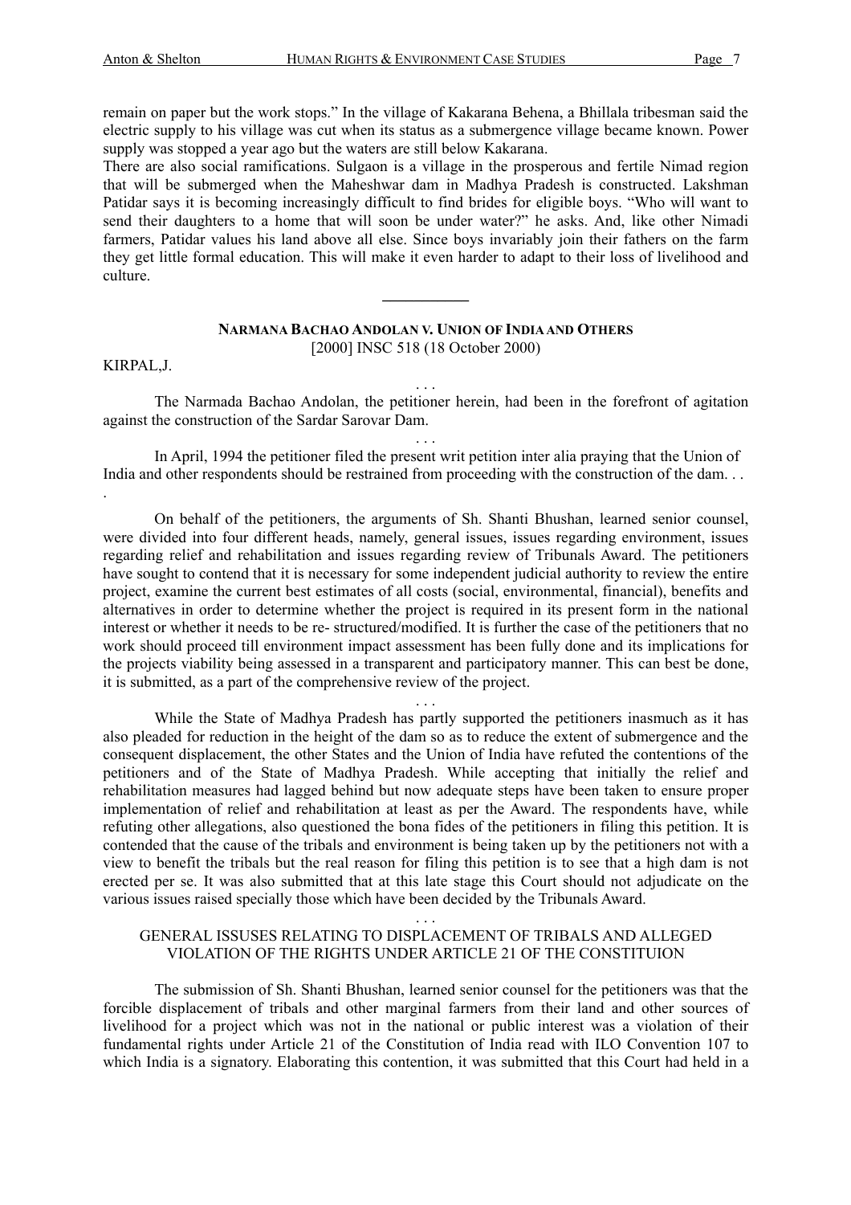remain on paper but the work stops." In the village of Kakarana Behena, a Bhillala tribesman said the electric supply to his village was cut when its status as a submergence village became known. Power supply was stopped a year ago but the waters are still below Kakarana.

There are also social ramifications. Sulgaon is a village in the prosperous and fertile Nimad region that will be submerged when the Maheshwar dam in Madhya Pradesh is constructed. Lakshman Patidar says it is becoming increasingly difficult to find brides for eligible boys. "Who will want to send their daughters to a home that will soon be under water?" he asks. And, like other Nimadi farmers, Patidar values his land above all else. Since boys invariably join their fathers on the farm they get little formal education. This will make it even harder to adapt to their loss of livelihood and culture.

---

## NARMANA BACHAO ANDOLAN V. UNION OF INDIA AND OTHERS

[2000] INSC 518 (18 October 2000)

KIRPAL,J.

. . .

The Narmada Bachao Andolan, the petitioner herein, had been in the forefront of agitation against the construction of the Sardar Sarovar Dam.

. . .

In April, 1994 the petitioner filed the present writ petition inter alia praying that the Union of India and other respondents should be restrained from proceeding with the construction of the dam. . . .

On behalf of the petitioners, the arguments of Sh. Shanti Bhushan, learned senior counsel, were divided into four different heads, namely, general issues, issues regarding environment, issues regarding relief and rehabilitation and issues regarding review of Tribunals Award. The petitioners have sought to contend that it is necessary for some independent judicial authority to review the entire project, examine the current best estimates of all costs (social, environmental, financial), benefits and alternatives in order to determine whether the project is required in its present form in the national interest or whether it needs to be re- structured/modified. It is further the case of the petitioners that no work should proceed till environment impact assessment has been fully done and its implications for the projects viability being assessed in a transparent and participatory manner. This can best be done, it is submitted, as a part of the comprehensive review of the project.

. . .

While the State of Madhya Pradesh has partly supported the petitioners inasmuch as it has also pleaded for reduction in the height of the dam so as to reduce the extent of submergence and the consequent displacement, the other States and the Union of India have refuted the contentions of the petitioners and of the State of Madhya Pradesh. While accepting that initially the relief and rehabilitation measures had lagged behind but now adequate steps have been taken to ensure proper implementation of relief and rehabilitation at least as per the Award. The respondents have, while refuting other allegations, also questioned the bona fides of the petitioners in filing this petition. It is contended that the cause of the tribals and environment is being taken up by the petitioners not with a view to benefit the tribals but the real reason for filing this petition is to see that a high dam is not erected per se. It was also submitted that at this late stage this Court should not adjudicate on the various issues raised specially those which have been decided by the Tribunals Award.

. . .

### GENERAL ISSUSES RELATING TO DISPLACEMENT OF TRIBALS AND ALLEGED VIOLATION OF THE RIGHTS UNDER ARTICLE 21 OF THE CONSTITUION

The submission of Sh. Shanti Bhushan, learned senior counsel for the petitioners was that the forcible displacement of tribals and other marginal farmers from their land and other sources of livelihood for a project which was not in the national or public interest was a violation of their fundamental rights under Article 21 of the Constitution of India read with ILO Convention 107 to which India is a signatory. Elaborating this contention, it was submitted that this Court had held in a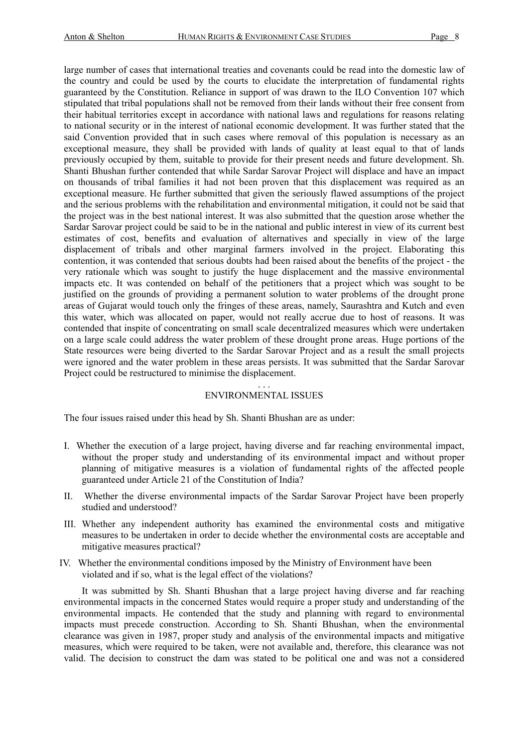large number of cases that international treaties and covenants could be read into the domestic law of the country and could be used by the courts to elucidate the interpretation of fundamental rights guaranteed by the Constitution. Reliance in support of was drawn to the ILO Convention 107 which stipulated that tribal populations shall not be removed from their lands without their free consent from their habitual territories except in accordance with national laws and regulations for reasons relating to national security or in the interest of national economic development. It was further stated that the said Convention provided that in such cases where removal of this population is necessary as an exceptional measure, they shall be provided with lands of quality at least equal to that of lands previously occupied by them, suitable to provide for their present needs and future development. Sh. Shanti Bhushan further contended that while Sardar Sarovar Project will displace and have an impact on thousands of tribal families it had not been proven that this displacement was required as an exceptional measure. He further submitted that given the seriously flawed assumptions of the project and the serious problems with the rehabilitation and environmental mitigation, it could not be said that the project was in the best national interest. It was also submitted that the question arose whether the Sardar Sarovar project could be said to be in the national and public interest in view of its current best estimates of cost, benefits and evaluation of alternatives and specially in view of the large displacement of tribals and other marginal farmers involved in the project. Elaborating this contention, it was contended that serious doubts had been raised about the benefits of the project - the very rationale which was sought to justify the huge displacement and the massive environmental impacts etc. It was contended on behalf of the petitioners that a project which was sought to be justified on the grounds of providing a permanent solution to water problems of the drought prone areas of Gujarat would touch only the fringes of these areas, namely, Saurashtra and Kutch and even this water, which was allocated on paper, would not really accrue due to host of reasons. It was contended that inspite of concentrating on small scale decentralized measures which were undertaken on a large scale could address the water problem of these drought prone areas. Huge portions of the State resources were being diverted to the Sardar Sarovar Project and as a result the small projects were ignored and the water problem in these areas persists. It was submitted that the Sardar Sarovar Project could be restructured to minimise the displacement.

. . .

## ENVIRONMENTAL ISSUES

The four issues raised under this head by Sh. Shanti Bhushan are as under:

I. Whether the execution of a large project, having diverse and far reaching environmental impact, without the proper study and understanding of its environmental impact and without proper planning of mitigative measures is a violation of fundamental rights of the affected people guaranteed under Article 21 of the Constitution of India?

II. Whether the diverse environmental impacts of the Sardar Sarovar Project have been properly studied and understood?

III. Whether any independent authority has examined the environmental costs and mitigative measures to be undertaken in order to decide whether the environmental costs are acceptable and mitigative measures practical?

IV. Whether the environmental conditions imposed by the Ministry of Environment have been violated and if so, what is the legal effect of the violations?

It was submitted by Sh. Shanti Bhushan that a large project having diverse and far reaching environmental impacts in the concerned States would require a proper study and understanding of the environmental impacts. He contended that the study and planning with regard to environmental impacts must precede construction. According to Sh. Shanti Bhushan, when the environmental clearance was given in 1987, proper study and analysis of the environmental impacts and mitigative measures, which were required to be taken, were not available and, therefore, this clearance was not valid. The decision to construct the dam was stated to be political one and was not a considered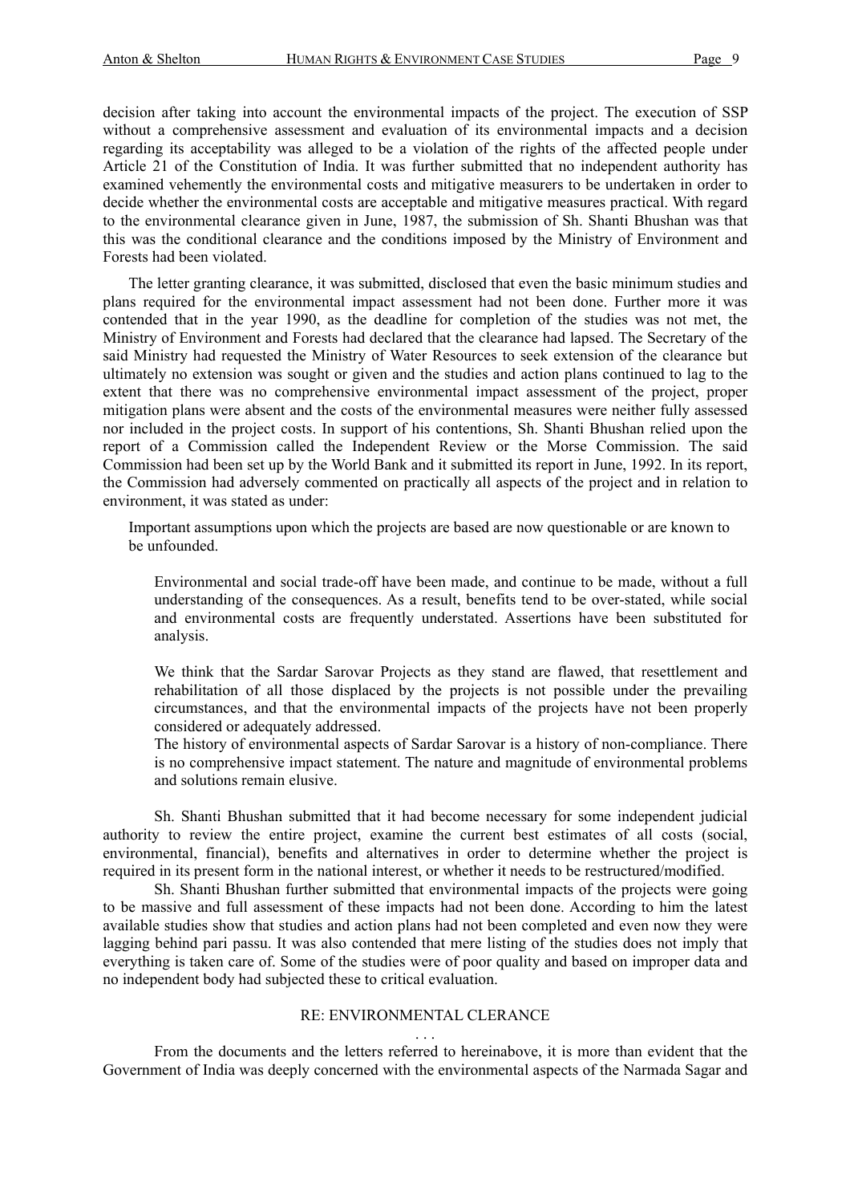decision after taking into account the environmental impacts of the project. The execution of SSP without a comprehensive assessment and evaluation of its environmental impacts and a decision regarding its acceptability was alleged to be a violation of the rights of the affected people under Article 21 of the Constitution of India. It was further submitted that no independent authority has examined vehemently the environmental costs and mitigative measurers to be undertaken in order to decide whether the environmental costs are acceptable and mitigative measures practical. With regard to the environmental clearance given in June, 1987, the submission of Sh. Shanti Bhushan was that this was the conditional clearance and the conditions imposed by the Ministry of Environment and Forests had been violated.

The letter granting clearance, it was submitted, disclosed that even the basic minimum studies and plans required for the environmental impact assessment had not been done. Further more it was contended that in the year 1990, as the deadline for completion of the studies was not met, the Ministry of Environment and Forests had declared that the clearance had lapsed. The Secretary of the said Ministry had requested the Ministry of Water Resources to seek extension of the clearance but ultimately no extension was sought or given and the studies and action plans continued to lag to the extent that there was no comprehensive environmental impact assessment of the project, proper mitigation plans were absent and the costs of the environmental measures were neither fully assessed nor included in the project costs. In support of his contentions, Sh. Shanti Bhushan relied upon the report of a Commission called the Independent Review or the Morse Commission. The said Commission had been set up by the World Bank and it submitted its report in June, 1992. In its report, the Commission had adversely commented on practically all aspects of the project and in relation to environment, it was stated as under:

> Important assumptions upon which the projects are based are now questionable or are known to be unfounded.
>
> Environmental and social trade-off have been made, and continue to be made, without a full understanding of the consequences. As a result, benefits tend to be over-stated, while social and environmental costs are frequently understated. Assertions have been substituted for analysis.
>
> We think that the Sardar Sarovar Projects as they stand are flawed, that resettlement and rehabilitation of all those displaced by the projects is not possible under the prevailing circumstances, and that the environmental impacts of the projects have not been properly considered or adequately addressed.
>
> The history of environmental aspects of Sardar Sarovar is a history of non-compliance. There is no comprehensive impact statement. The nature and magnitude of environmental problems and solutions remain elusive.

Sh. Shanti Bhushan submitted that it had become necessary for some independent judicial authority to review the entire project, examine the current best estimates of all costs (social, environmental, financial), benefits and alternatives in order to determine whether the project is required in its present form in the national interest, or whether it needs to be restructured/modified.

Sh. Shanti Bhushan further submitted that environmental impacts of the projects were going to be massive and full assessment of these impacts had not been done. According to him the latest available studies show that studies and action plans had not been completed and even now they were lagging behind pari passu. It was also contended that mere listing of the studies does not imply that everything is taken care of. Some of the studies were of poor quality and based on improper data and no independent body had subjected these to critical evaluation.

RE: ENVIRONMENTAL CLERANCE

. . .

From the documents and the letters referred to hereinabove, it is more than evident that the Government of India was deeply concerned with the environmental aspects of the Narmada Sagar and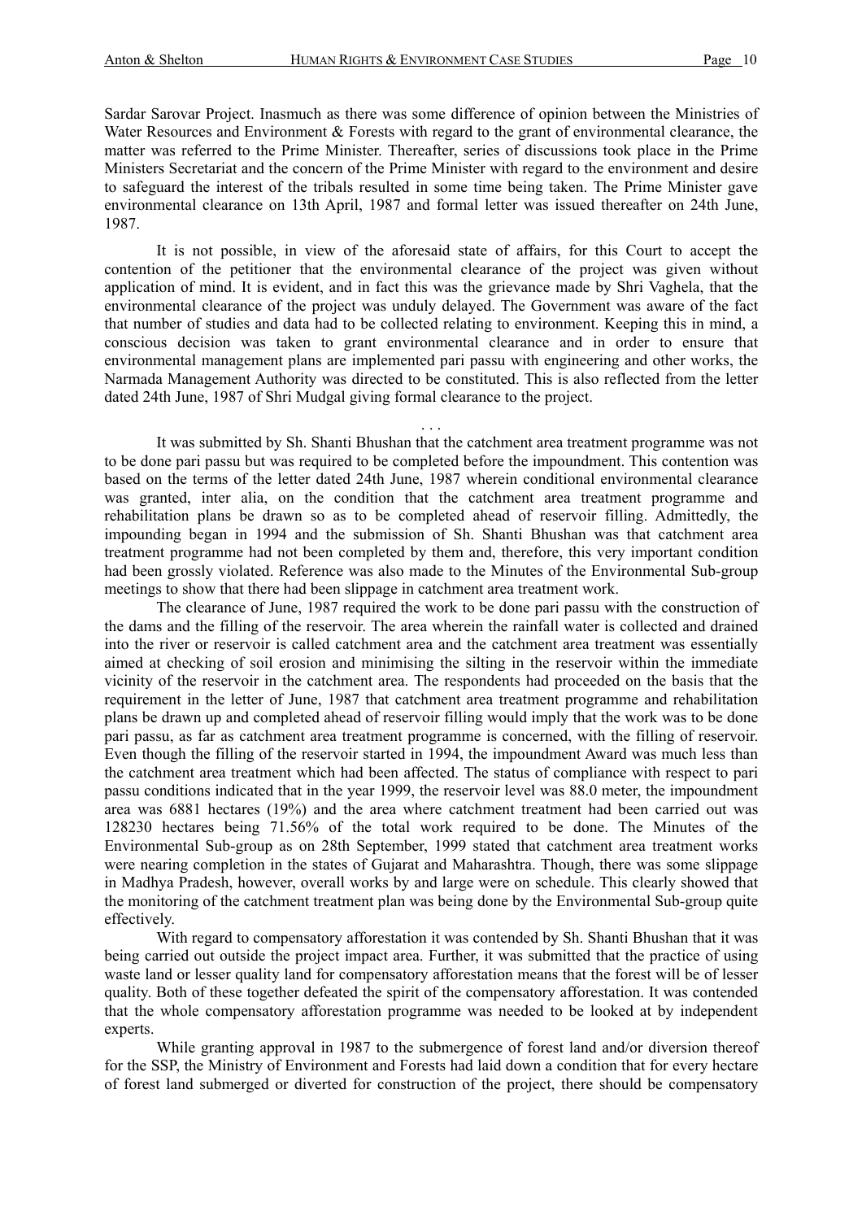Sardar Sarovar Project. Inasmuch as there was some difference of opinion between the Ministries of Water Resources and Environment & Forests with regard to the grant of environmental clearance, the matter was referred to the Prime Minister. Thereafter, series of discussions took place in the Prime Ministers Secretariat and the concern of the Prime Minister with regard to the environment and desire to safeguard the interest of the tribals resulted in some time being taken. The Prime Minister gave environmental clearance on 13th April, 1987 and formal letter was issued thereafter on 24th June, 1987.

It is not possible, in view of the aforesaid state of affairs, for this Court to accept the contention of the petitioner that the environmental clearance of the project was given without application of mind. It is evident, and in fact this was the grievance made by Shri Vaghela, that the environmental clearance of the project was unduly delayed. The Government was aware of the fact that number of studies and data had to be collected relating to environment. Keeping this in mind, a conscious decision was taken to grant environmental clearance and in order to ensure that environmental management plans are implemented pari passu with engineering and other works, the Narmada Management Authority was directed to be constituted. This is also reflected from the letter dated 24th June, 1987 of Shri Mudgal giving formal clearance to the project.

. . .

It was submitted by Sh. Shanti Bhushan that the catchment area treatment programme was not to be done pari passu but was required to be completed before the impoundment. This contention was based on the terms of the letter dated 24th June, 1987 wherein conditional environmental clearance was granted, inter alia, on the condition that the catchment area treatment programme and rehabilitation plans be drawn so as to be completed ahead of reservoir filling. Admittedly, the impounding began in 1994 and the submission of Sh. Shanti Bhushan was that catchment area treatment programme had not been completed by them and, therefore, this very important condition had been grossly violated. Reference was also made to the Minutes of the Environmental Sub-group meetings to show that there had been slippage in catchment area treatment work.

The clearance of June, 1987 required the work to be done pari passu with the construction of the dams and the filling of the reservoir. The area wherein the rainfall water is collected and drained into the river or reservoir is called catchment area and the catchment area treatment was essentially aimed at checking of soil erosion and minimising the silting in the reservoir within the immediate vicinity of the reservoir in the catchment area. The respondents had proceeded on the basis that the requirement in the letter of June, 1987 that catchment area treatment programme and rehabilitation plans be drawn up and completed ahead of reservoir filling would imply that the work was to be done pari passu, as far as catchment area treatment programme is concerned, with the filling of reservoir. Even though the filling of the reservoir started in 1994, the impoundment Award was much less than the catchment area treatment which had been affected. The status of compliance with respect to pari passu conditions indicated that in the year 1999, the reservoir level was 88.0 meter, the impoundment area was 6881 hectares (19%) and the area where catchment treatment had been carried out was 128230 hectares being 71.56% of the total work required to be done. The Minutes of the Environmental Sub-group as on 28th September, 1999 stated that catchment area treatment works were nearing completion in the states of Gujarat and Maharashtra. Though, there was some slippage in Madhya Pradesh, however, overall works by and large were on schedule. This clearly showed that the monitoring of the catchment treatment plan was being done by the Environmental Sub-group quite effectively.

With regard to compensatory afforestation it was contended by Sh. Shanti Bhushan that it was being carried out outside the project impact area. Further, it was submitted that the practice of using waste land or lesser quality land for compensatory afforestation means that the forest will be of lesser quality. Both of these together defeated the spirit of the compensatory afforestation. It was contended that the whole compensatory afforestation programme was needed to be looked at by independent experts.

While granting approval in 1987 to the submergence of forest land and/or diversion thereof for the SSP, the Ministry of Environment and Forests had laid down a condition that for every hectare of forest land submerged or diverted for construction of the project, there should be compensatory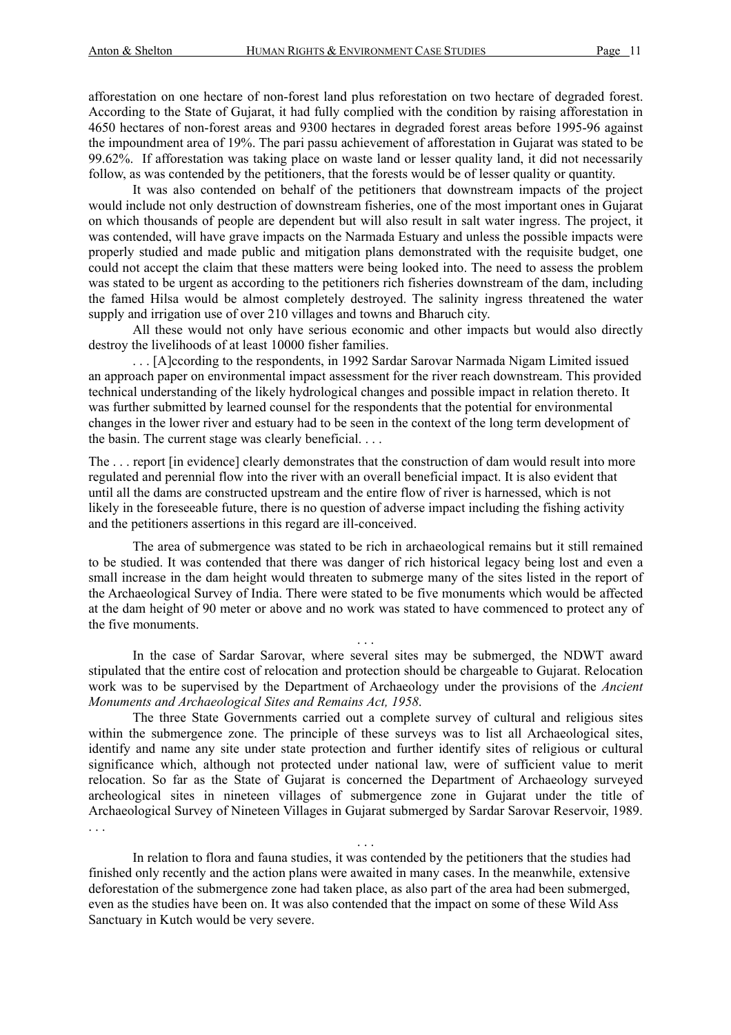afforestation on one hectare of non-forest land plus reforestation on two hectare of degraded forest. According to the State of Gujarat, it had fully complied with the condition by raising afforestation in 4650 hectares of non-forest areas and 9300 hectares in degraded forest areas before 1995-96 against the impoundment area of 19%. The pari passu achievement of afforestation in Gujarat was stated to be 99.62%. If afforestation was taking place on waste land or lesser quality land, it did not necessarily follow, as was contended by the petitioners, that the forests would be of lesser quality or quantity.

It was also contended on behalf of the petitioners that downstream impacts of the project would include not only destruction of downstream fisheries, one of the most important ones in Gujarat on which thousands of people are dependent but will also result in salt water ingress. The project, it was contended, will have grave impacts on the Narmada Estuary and unless the possible impacts were properly studied and made public and mitigation plans demonstrated with the requisite budget, one could not accept the claim that these matters were being looked into. The need to assess the problem was stated to be urgent as according to the petitioners rich fisheries downstream of the dam, including the famed Hilsa would be almost completely destroyed. The salinity ingress threatened the water supply and irrigation use of over 210 villages and towns and Bharuch city.

All these would not only have serious economic and other impacts but would also directly destroy the livelihoods of at least 10000 fisher families.

. . . [A]ccording to the respondents, in 1992 Sardar Sarovar Narmada Nigam Limited issued an approach paper on environmental impact assessment for the river reach downstream. This provided technical understanding of the likely hydrological changes and possible impact in relation thereto. It was further submitted by learned counsel for the respondents that the potential for environmental changes in the lower river and estuary had to be seen in the context of the long term development of the basin. The current stage was clearly beneficial. . . .

The . . . report [in evidence] clearly demonstrates that the construction of dam would result into more regulated and perennial flow into the river with an overall beneficial impact. It is also evident that until all the dams are constructed upstream and the entire flow of river is harnessed, which is not likely in the foreseeable future, there is no question of adverse impact including the fishing activity and the petitioners assertions in this regard are ill-conceived.

The area of submergence was stated to be rich in archaeological remains but it still remained to be studied. It was contended that there was danger of rich historical legacy being lost and even a small increase in the dam height would threaten to submerge many of the sites listed in the report of the Archaeological Survey of India. There were stated to be five monuments which would be affected at the dam height of 90 meter or above and no work was stated to have commenced to protect any of the five monuments.

. . .

In the case of Sardar Sarovar, where several sites may be submerged, the NDWT award stipulated that the entire cost of relocation and protection should be chargeable to Gujarat. Relocation work was to be supervised by the Department of Archaeology under the provisions of the *Ancient Monuments and Archaeological Sites and Remains Act, 1958*.

The three State Governments carried out a complete survey of cultural and religious sites within the submergence zone. The principle of these surveys was to list all Archaeological sites, identify and name any site under state protection and further identify sites of religious or cultural significance which, although not protected under national law, were of sufficient value to merit relocation. So far as the State of Gujarat is concerned the Department of Archaeology surveyed archeological sites in nineteen villages of submergence zone in Gujarat under the title of Archaeological Survey of Nineteen Villages in Gujarat submerged by Sardar Sarovar Reservoir, 1989. . . .

. . .

In relation to flora and fauna studies, it was contended by the petitioners that the studies had finished only recently and the action plans were awaited in many cases. In the meanwhile, extensive deforestation of the submergence zone had taken place, as also part of the area had been submerged, even as the studies have been on. It was also contended that the impact on some of these Wild Ass Sanctuary in Kutch would be very severe.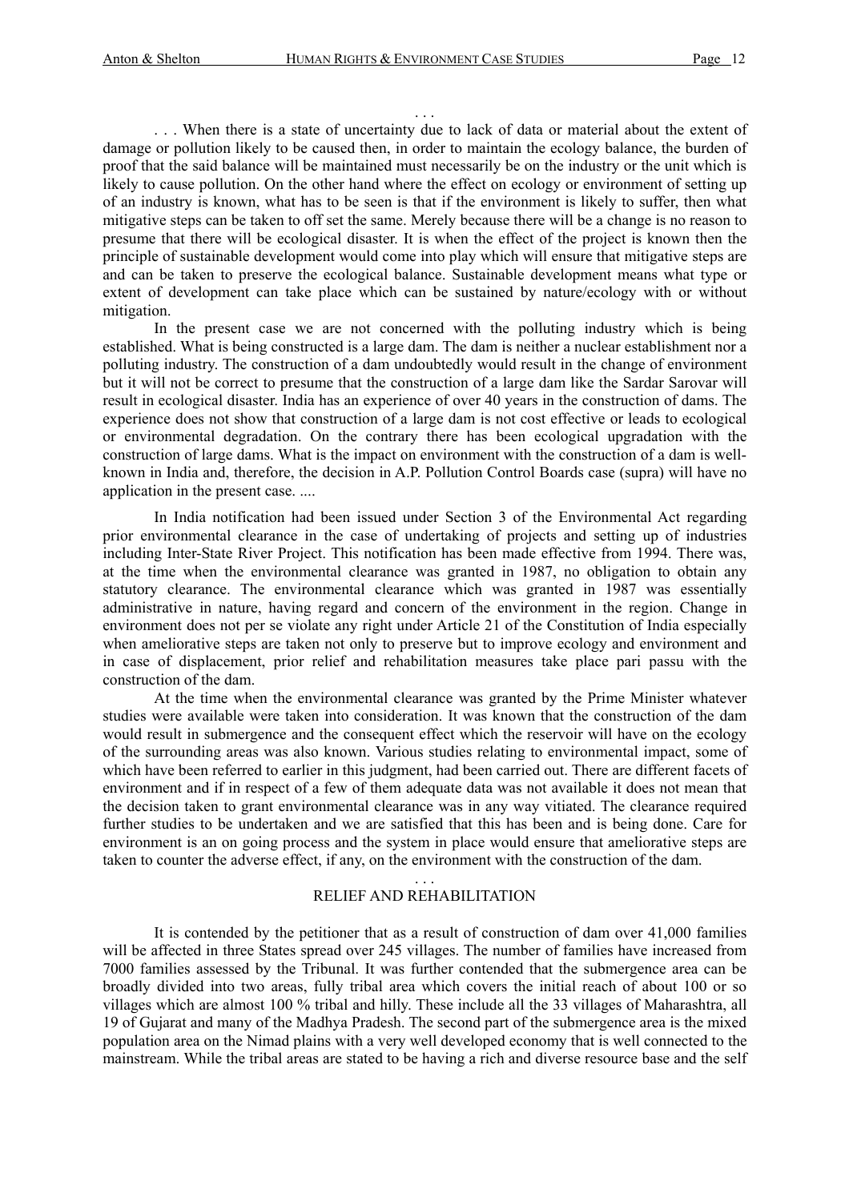. . .

. . . When there is a state of uncertainty due to lack of data or material about the extent of damage or pollution likely to be caused then, in order to maintain the ecology balance, the burden of proof that the said balance will be maintained must necessarily be on the industry or the unit which is likely to cause pollution. On the other hand where the effect on ecology or environment of setting up of an industry is known, what has to be seen is that if the environment is likely to suffer, then what mitigative steps can be taken to off set the same. Merely because there will be a change is no reason to presume that there will be ecological disaster. It is when the effect of the project is known then the principle of sustainable development would come into play which will ensure that mitigative steps are and can be taken to preserve the ecological balance. Sustainable development means what type or extent of development can take place which can be sustained by nature/ecology with or without mitigation.

In the present case we are not concerned with the polluting industry which is being established. What is being constructed is a large dam. The dam is neither a nuclear establishment nor a polluting industry. The construction of a dam undoubtedly would result in the change of environment but it will not be correct to presume that the construction of a large dam like the Sardar Sarovar will result in ecological disaster. India has an experience of over 40 years in the construction of dams. The experience does not show that construction of a large dam is not cost effective or leads to ecological or environmental degradation. On the contrary there has been ecological upgradation with the construction of large dams. What is the impact on environment with the construction of a dam is well-known in India and, therefore, the decision in A.P. Pollution Control Boards case (supra) will have no application in the present case. ....

In India notification had been issued under Section 3 of the Environmental Act regarding prior environmental clearance in the case of undertaking of projects and setting up of industries including Inter-State River Project. This notification has been made effective from 1994. There was, at the time when the environmental clearance was granted in 1987, no obligation to obtain any statutory clearance. The environmental clearance which was granted in 1987 was essentially administrative in nature, having regard and concern of the environment in the region. Change in environment does not per se violate any right under Article 21 of the Constitution of India especially when ameliorative steps are taken not only to preserve but to improve ecology and environment and in case of displacement, prior relief and rehabilitation measures take place pari passu with the construction of the dam.

At the time when the environmental clearance was granted by the Prime Minister whatever studies were available were taken into consideration. It was known that the construction of the dam would result in submergence and the consequent effect which the reservoir will have on the ecology of the surrounding areas was also known. Various studies relating to environmental impact, some of which have been referred to earlier in this judgment, had been carried out. There are different facets of environment and if in respect of a few of them adequate data was not available it does not mean that the decision taken to grant environmental clearance was in any way vitiated. The clearance required further studies to be undertaken and we are satisfied that this has been and is being done. Care for environment is an on going process and the system in place would ensure that ameliorative steps are taken to counter the adverse effect, if any, on the environment with the construction of the dam.

. . .

RELIEF AND REHABILITATION

It is contended by the petitioner that as a result of construction of dam over 41,000 families will be affected in three States spread over 245 villages. The number of families have increased from 7000 families assessed by the Tribunal. It was further contended that the submergence area can be broadly divided into two areas, fully tribal area which covers the initial reach of about 100 or so villages which are almost 100 % tribal and hilly. These include all the 33 villages of Maharashtra, all 19 of Gujarat and many of the Madhya Pradesh. The second part of the submergence area is the mixed population area on the Nimad plains with a very well developed economy that is well connected to the mainstream. While the tribal areas are stated to be having a rich and diverse resource base and the self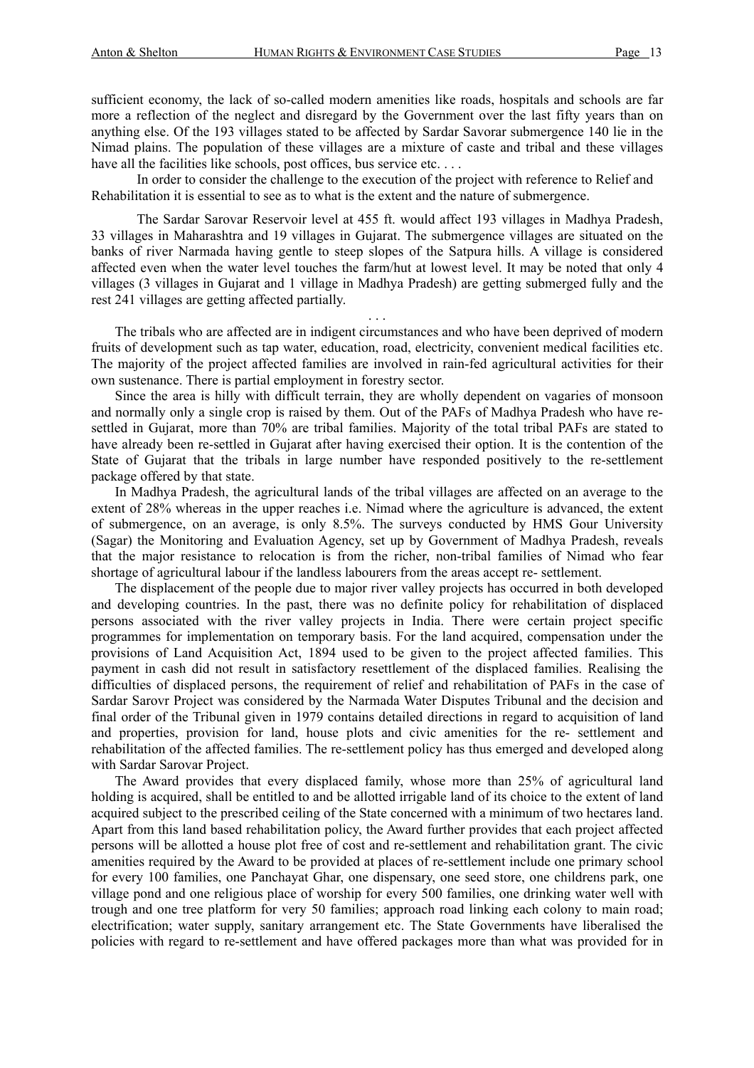sufficient economy, the lack of so-called modern amenities like roads, hospitals and schools are far more a reflection of the neglect and disregard by the Government over the last fifty years than on anything else. Of the 193 villages stated to be affected by Sardar Savorar submergence 140 lie in the Nimad plains. The population of these villages are a mixture of caste and tribal and these villages have all the facilities like schools, post offices, bus service etc. . . .

In order to consider the challenge to the execution of the project with reference to Relief and Rehabilitation it is essential to see as to what is the extent and the nature of submergence.

The Sardar Sarovar Reservoir level at 455 ft. would affect 193 villages in Madhya Pradesh, 33 villages in Maharashtra and 19 villages in Gujarat. The submergence villages are situated on the banks of river Narmada having gentle to steep slopes of the Satpura hills. A village is considered affected even when the water level touches the farm/hut at lowest level. It may be noted that only 4 villages (3 villages in Gujarat and 1 village in Madhya Pradesh) are getting submerged fully and the rest 241 villages are getting affected partially.

. . .

The tribals who are affected are in indigent circumstances and who have been deprived of modern fruits of development such as tap water, education, road, electricity, convenient medical facilities etc. The majority of the project affected families are involved in rain-fed agricultural activities for their own sustenance. There is partial employment in forestry sector.

Since the area is hilly with difficult terrain, they are wholly dependent on vagaries of monsoon and normally only a single crop is raised by them. Out of the PAFs of Madhya Pradesh who have re-settled in Gujarat, more than 70% are tribal families. Majority of the total tribal PAFs are stated to have already been re-settled in Gujarat after having exercised their option. It is the contention of the State of Gujarat that the tribals in large number have responded positively to the re-settlement package offered by that state.

In Madhya Pradesh, the agricultural lands of the tribal villages are affected on an average to the extent of 28% whereas in the upper reaches i.e. Nimad where the agriculture is advanced, the extent of submergence, on an average, is only 8.5%. The surveys conducted by HMS Gour University (Sagar) the Monitoring and Evaluation Agency, set up by Government of Madhya Pradesh, reveals that the major resistance to relocation is from the richer, non-tribal families of Nimad who fear shortage of agricultural labour if the landless labourers from the areas accept re- settlement.

The displacement of the people due to major river valley projects has occurred in both developed and developing countries. In the past, there was no definite policy for rehabilitation of displaced persons associated with the river valley projects in India. There were certain project specific programmes for implementation on temporary basis. For the land acquired, compensation under the provisions of Land Acquisition Act, 1894 used to be given to the project affected families. This payment in cash did not result in satisfactory resettlement of the displaced families. Realising the difficulties of displaced persons, the requirement of relief and rehabilitation of PAFs in the case of Sardar Sarovr Project was considered by the Narmada Water Disputes Tribunal and the decision and final order of the Tribunal given in 1979 contains detailed directions in regard to acquisition of land and properties, provision for land, house plots and civic amenities for the re- settlement and rehabilitation of the affected families. The re-settlement policy has thus emerged and developed along with Sardar Sarovar Project.

The Award provides that every displaced family, whose more than 25% of agricultural land holding is acquired, shall be entitled to and be allotted irrigable land of its choice to the extent of land acquired subject to the prescribed ceiling of the State concerned with a minimum of two hectares land. Apart from this land based rehabilitation policy, the Award further provides that each project affected persons will be allotted a house plot free of cost and re-settlement and rehabilitation grant. The civic amenities required by the Award to be provided at places of re-settlement include one primary school for every 100 families, one Panchayat Ghar, one dispensary, one seed store, one childrens park, one village pond and one religious place of worship for every 500 families, one drinking water well with trough and one tree platform for very 50 families; approach road linking each colony to main road; electrification; water supply, sanitary arrangement etc. The State Governments have liberalised the policies with regard to re-settlement and have offered packages more than what was provided for in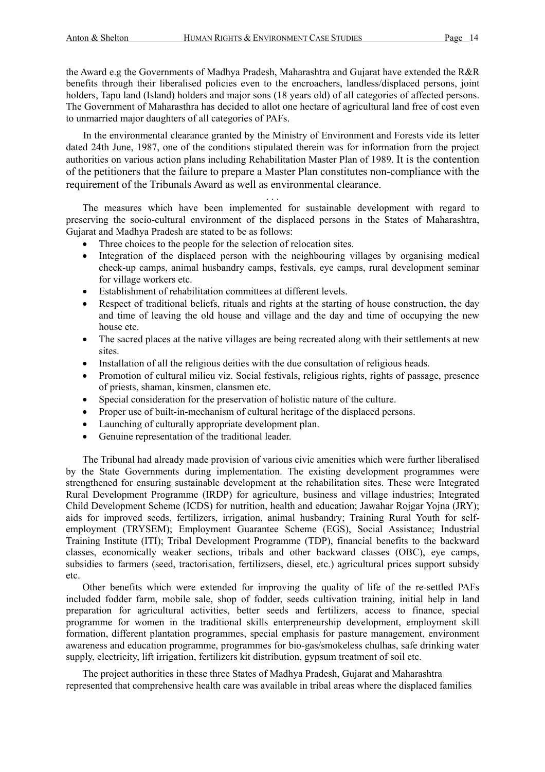the Award e.g the Governments of Madhya Pradesh, Maharashtra and Gujarat have extended the R&R benefits through their liberalised policies even to the encroachers, landless/displaced persons, joint holders, Tapu land (Island) holders and major sons (18 years old) of all categories of affected persons. The Government of Maharasthra has decided to allot one hectare of agricultural land free of cost even to unmarried major daughters of all categories of PAFs.

In the environmental clearance granted by the Ministry of Environment and Forests vide its letter dated 24th June, 1987, one of the conditions stipulated therein was for information from the project authorities on various action plans including Rehabilitation Master Plan of 1989. It is the contention of the petitioners that the failure to prepare a Master Plan constitutes non-compliance with the requirement of the Tribunals Award as well as environmental clearance.

. . .

The measures which have been implemented for sustainable development with regard to preserving the socio-cultural environment of the displaced persons in the States of Maharashtra, Gujarat and Madhya Pradesh are stated to be as follows:

- Three choices to the people for the selection of relocation sites.
- Integration of the displaced person with the neighbouring villages by organising medical check-up camps, animal husbandry camps, festivals, eye camps, rural development seminar for village workers etc.
- Establishment of rehabilitation committees at different levels.
- Respect of traditional beliefs, rituals and rights at the starting of house construction, the day and time of leaving the old house and village and the day and time of occupying the new house etc.
- The sacred places at the native villages are being recreated along with their settlements at new sites.
- Installation of all the religious deities with the due consultation of religious heads.
- Promotion of cultural milieu viz. Social festivals, religious rights, rights of passage, presence of priests, shaman, kinsmen, clansmen etc.
- Special consideration for the preservation of holistic nature of the culture.
- Proper use of built-in-mechanism of cultural heritage of the displaced persons.
- Launching of culturally appropriate development plan.
- Genuine representation of the traditional leader.

The Tribunal had already made provision of various civic amenities which were further liberalised by the State Governments during implementation. The existing development programmes were strengthened for ensuring sustainable development at the rehabilitation sites. These were Integrated Rural Development Programme (IRDP) for agriculture, business and village industries; Integrated Child Development Scheme (ICDS) for nutrition, health and education; Jawahar Rojgar Yojna (JRY); aids for improved seeds, fertilizers, irrigation, animal husbandry; Training Rural Youth for self-employment (TRYSEM); Employment Guarantee Scheme (EGS), Social Assistance; Industrial Training Institute (ITI); Tribal Development Programme (TDP), financial benefits to the backward classes, economically weaker sections, tribals and other backward classes (OBC), eye camps, subsidies to farmers (seed, tractorisation, fertilizsers, diesel, etc.) agricultural prices support subsidy etc.

Other benefits which were extended for improving the quality of life of the re-settled PAFs included fodder farm, mobile sale, shop of fodder, seeds cultivation training, initial help in land preparation for agricultural activities, better seeds and fertilizers, access to finance, special programme for women in the traditional skills enterpreneurship development, employment skill formation, different plantation programmes, special emphasis for pasture management, environment awareness and education programme, programmes for bio-gas/smokeless chulhas, safe drinking water supply, electricity, lift irrigation, fertilizers kit distribution, gypsum treatment of soil etc.

The project authorities in these three States of Madhya Pradesh, Gujarat and Maharashtra represented that comprehensive health care was available in tribal areas where the displaced families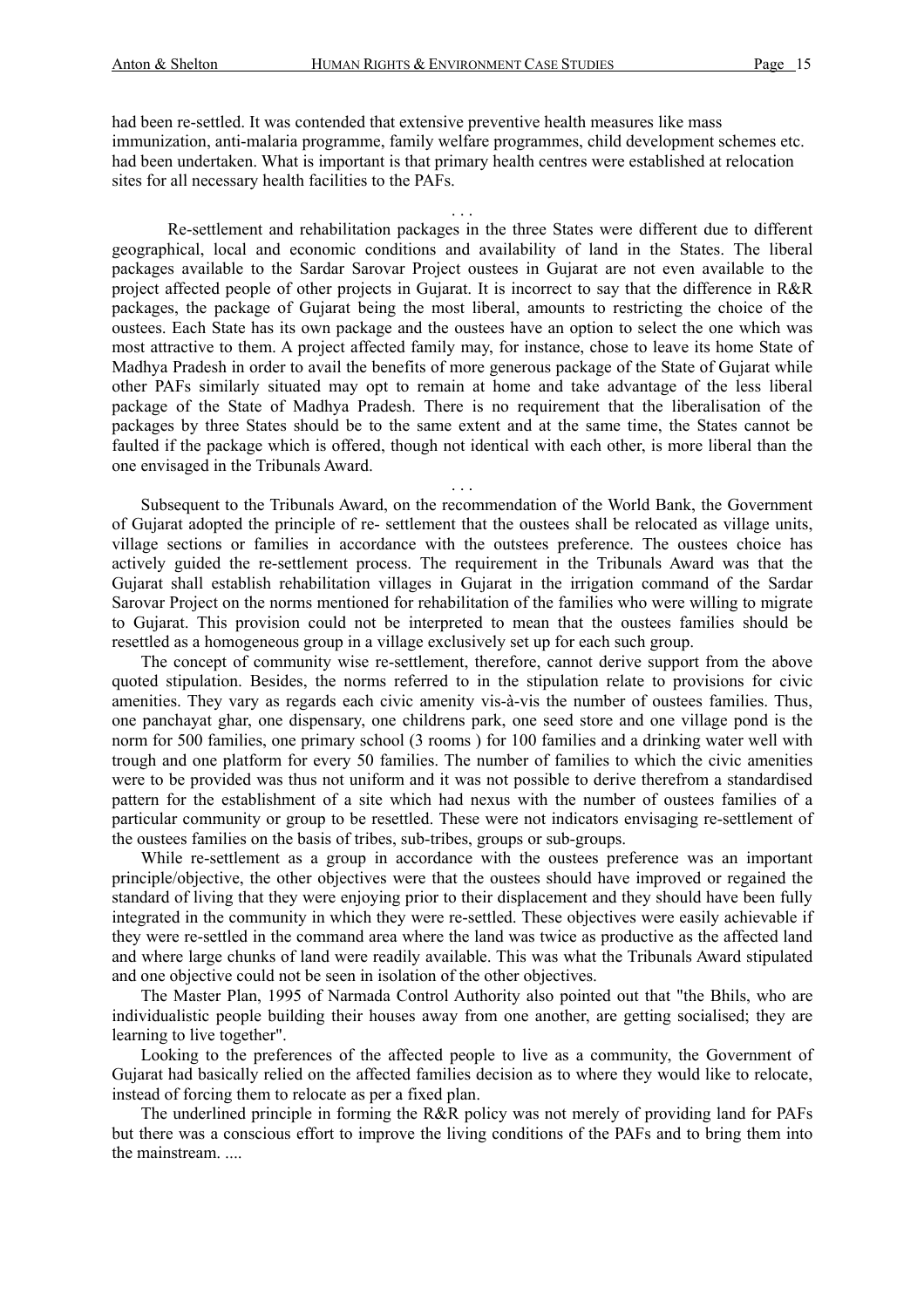had been re-settled. It was contended that extensive preventive health measures like mass immunization, anti-malaria programme, family welfare programmes, child development schemes etc. had been undertaken. What is important is that primary health centres were established at relocation sites for all necessary health facilities to the PAFs.

. . .

Re-settlement and rehabilitation packages in the three States were different due to different geographical, local and economic conditions and availability of land in the States. The liberal packages available to the Sardar Sarovar Project oustees in Gujarat are not even available to the project affected people of other projects in Gujarat. It is incorrect to say that the difference in R&R packages, the package of Gujarat being the most liberal, amounts to restricting the choice of the oustees. Each State has its own package and the oustees have an option to select the one which was most attractive to them. A project affected family may, for instance, chose to leave its home State of Madhya Pradesh in order to avail the benefits of more generous package of the State of Gujarat while other PAFs similarly situated may opt to remain at home and take advantage of the less liberal package of the State of Madhya Pradesh. There is no requirement that the liberalisation of the packages by three States should be to the same extent and at the same time, the States cannot be faulted if the package which is offered, though not identical with each other, is more liberal than the one envisaged in the Tribunals Award.

. . .

Subsequent to the Tribunals Award, on the recommendation of the World Bank, the Government of Gujarat adopted the principle of re- settlement that the oustees shall be relocated as village units, village sections or families in accordance with the outstees preference. The oustees choice has actively guided the re-settlement process. The requirement in the Tribunals Award was that the Gujarat shall establish rehabilitation villages in Gujarat in the irrigation command of the Sardar Sarovar Project on the norms mentioned for rehabilitation of the families who were willing to migrate to Gujarat. This provision could not be interpreted to mean that the oustees families should be resettled as a homogeneous group in a village exclusively set up for each such group.

The concept of community wise re-settlement, therefore, cannot derive support from the above quoted stipulation. Besides, the norms referred to in the stipulation relate to provisions for civic amenities. They vary as regards each civic amenity vis-à-vis the number of oustees families. Thus, one panchayat ghar, one dispensary, one childrens park, one seed store and one village pond is the norm for 500 families, one primary school (3 rooms ) for 100 families and a drinking water well with trough and one platform for every 50 families. The number of families to which the civic amenities were to be provided was thus not uniform and it was not possible to derive therefrom a standardised pattern for the establishment of a site which had nexus with the number of oustees families of a particular community or group to be resettled. These were not indicators envisaging re-settlement of the oustees families on the basis of tribes, sub-tribes, groups or sub-groups.

While re-settlement as a group in accordance with the oustees preference was an important principle/objective, the other objectives were that the oustees should have improved or regained the standard of living that they were enjoying prior to their displacement and they should have been fully integrated in the community in which they were re-settled. These objectives were easily achievable if they were re-settled in the command area where the land was twice as productive as the affected land and where large chunks of land were readily available. This was what the Tribunals Award stipulated and one objective could not be seen in isolation of the other objectives.

The Master Plan, 1995 of Narmada Control Authority also pointed out that "the Bhils, who are individualistic people building their houses away from one another, are getting socialised; they are learning to live together".

Looking to the preferences of the affected people to live as a community, the Government of Gujarat had basically relied on the affected families decision as to where they would like to relocate, instead of forcing them to relocate as per a fixed plan.

The underlined principle in forming the R&R policy was not merely of providing land for PAFs but there was a conscious effort to improve the living conditions of the PAFs and to bring them into the mainstream. ....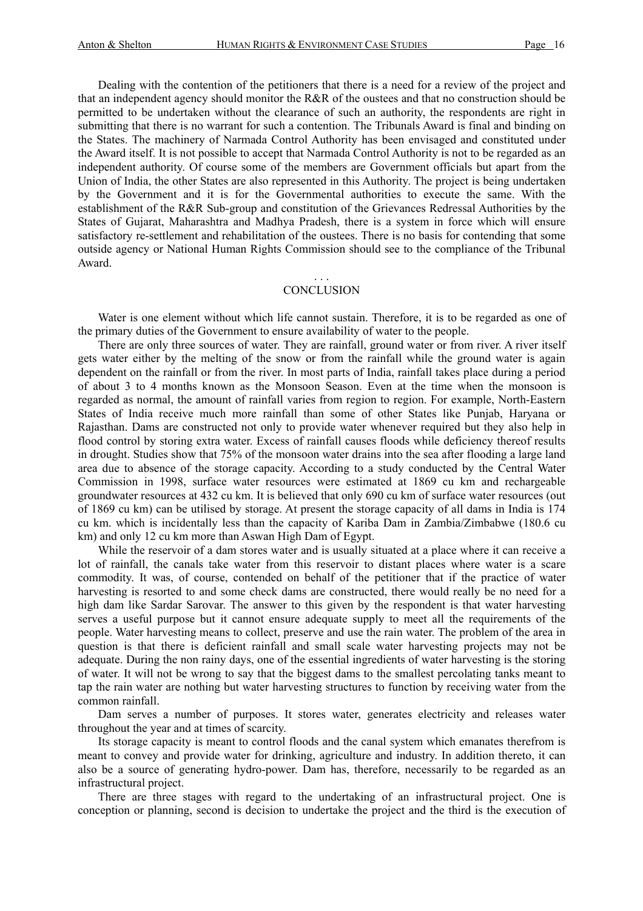Dealing with the contention of the petitioners that there is a need for a review of the project and that an independent agency should monitor the R&R of the oustees and that no construction should be permitted to be undertaken without the clearance of such an authority, the respondents are right in submitting that there is no warrant for such a contention. The Tribunals Award is final and binding on the States. The machinery of Narmada Control Authority has been envisaged and constituted under the Award itself. It is not possible to accept that Narmada Control Authority is not to be regarded as an independent authority. Of course some of the members are Government officials but apart from the Union of India, the other States are also represented in this Authority. The project is being undertaken by the Government and it is for the Governmental authorities to execute the same. With the establishment of the R&R Sub-group and constitution of the Grievances Redressal Authorities by the States of Gujarat, Maharashtra and Madhya Pradesh, there is a system in force which will ensure satisfactory re-settlement and rehabilitation of the oustees. There is no basis for contending that some outside agency or National Human Rights Commission should see to the compliance of the Tribunal Award.

. . .

## CONCLUSION

Water is one element without which life cannot sustain. Therefore, it is to be regarded as one of the primary duties of the Government to ensure availability of water to the people.

There are only three sources of water. They are rainfall, ground water or from river. A river itself gets water either by the melting of the snow or from the rainfall while the ground water is again dependent on the rainfall or from the river. In most parts of India, rainfall takes place during a period of about 3 to 4 months known as the Monsoon Season. Even at the time when the monsoon is regarded as normal, the amount of rainfall varies from region to region. For example, North-Eastern States of India receive much more rainfall than some of other States like Punjab, Haryana or Rajasthan. Dams are constructed not only to provide water whenever required but they also help in flood control by storing extra water. Excess of rainfall causes floods while deficiency thereof results in drought. Studies show that 75% of the monsoon water drains into the sea after flooding a large land area due to absence of the storage capacity. According to a study conducted by the Central Water Commission in 1998, surface water resources were estimated at 1869 cu km and rechargeable groundwater resources at 432 cu km. It is believed that only 690 cu km of surface water resources (out of 1869 cu km) can be utilised by storage. At present the storage capacity of all dams in India is 174 cu km. which is incidentally less than the capacity of Kariba Dam in Zambia/Zimbabwe (180.6 cu km) and only 12 cu km more than Aswan High Dam of Egypt.

While the reservoir of a dam stores water and is usually situated at a place where it can receive a lot of rainfall, the canals take water from this reservoir to distant places where water is a scare commodity. It was, of course, contended on behalf of the petitioner that if the practice of water harvesting is resorted to and some check dams are constructed, there would really be no need for a high dam like Sardar Sarovar. The answer to this given by the respondent is that water harvesting serves a useful purpose but it cannot ensure adequate supply to meet all the requirements of the people. Water harvesting means to collect, preserve and use the rain water. The problem of the area in question is that there is deficient rainfall and small scale water harvesting projects may not be adequate. During the non rainy days, one of the essential ingredients of water harvesting is the storing of water. It will not be wrong to say that the biggest dams to the smallest percolating tanks meant to tap the rain water are nothing but water harvesting structures to function by receiving water from the common rainfall.

Dam serves a number of purposes. It stores water, generates electricity and releases water throughout the year and at times of scarcity.

Its storage capacity is meant to control floods and the canal system which emanates therefrom is meant to convey and provide water for drinking, agriculture and industry. In addition thereto, it can also be a source of generating hydro-power. Dam has, therefore, necessarily to be regarded as an infrastructural project.

There are three stages with regard to the undertaking of an infrastructural project. One is conception or planning, second is decision to undertake the project and the third is the execution of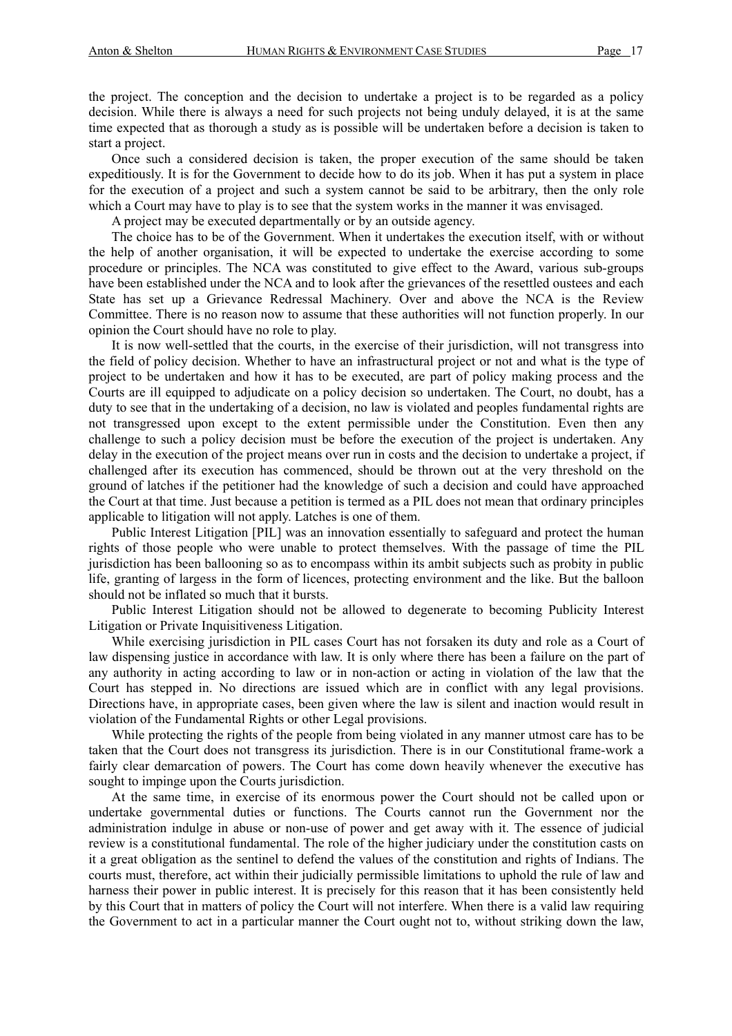the project. The conception and the decision to undertake a project is to be regarded as a policy decision. While there is always a need for such projects not being unduly delayed, it is at the same time expected that as thorough a study as is possible will be undertaken before a decision is taken to start a project.

Once such a considered decision is taken, the proper execution of the same should be taken expeditiously. It is for the Government to decide how to do its job. When it has put a system in place for the execution of a project and such a system cannot be said to be arbitrary, then the only role which a Court may have to play is to see that the system works in the manner it was envisaged.

A project may be executed departmentally or by an outside agency.

The choice has to be of the Government. When it undertakes the execution itself, with or without the help of another organisation, it will be expected to undertake the exercise according to some procedure or principles. The NCA was constituted to give effect to the Award, various sub-groups have been established under the NCA and to look after the grievances of the resettled oustees and each State has set up a Grievance Redressal Machinery. Over and above the NCA is the Review Committee. There is no reason now to assume that these authorities will not function properly. In our opinion the Court should have no role to play.

It is now well-settled that the courts, in the exercise of their jurisdiction, will not transgress into the field of policy decision. Whether to have an infrastructural project or not and what is the type of project to be undertaken and how it has to be executed, are part of policy making process and the Courts are ill equipped to adjudicate on a policy decision so undertaken. The Court, no doubt, has a duty to see that in the undertaking of a decision, no law is violated and peoples fundamental rights are not transgressed upon except to the extent permissible under the Constitution. Even then any challenge to such a policy decision must be before the execution of the project is undertaken. Any delay in the execution of the project means over run in costs and the decision to undertake a project, if challenged after its execution has commenced, should be thrown out at the very threshold on the ground of latches if the petitioner had the knowledge of such a decision and could have approached the Court at that time. Just because a petition is termed as a PIL does not mean that ordinary principles applicable to litigation will not apply. Latches is one of them.

Public Interest Litigation [PIL] was an innovation essentially to safeguard and protect the human rights of those people who were unable to protect themselves. With the passage of time the PIL jurisdiction has been ballooning so as to encompass within its ambit subjects such as probity in public life, granting of largess in the form of licences, protecting environment and the like. But the balloon should not be inflated so much that it bursts.

Public Interest Litigation should not be allowed to degenerate to becoming Publicity Interest Litigation or Private Inquisitiveness Litigation.

While exercising jurisdiction in PIL cases Court has not forsaken its duty and role as a Court of law dispensing justice in accordance with law. It is only where there has been a failure on the part of any authority in acting according to law or in non-action or acting in violation of the law that the Court has stepped in. No directions are issued which are in conflict with any legal provisions. Directions have, in appropriate cases, been given where the law is silent and inaction would result in violation of the Fundamental Rights or other Legal provisions.

While protecting the rights of the people from being violated in any manner utmost care has to be taken that the Court does not transgress its jurisdiction. There is in our Constitutional frame-work a fairly clear demarcation of powers. The Court has come down heavily whenever the executive has sought to impinge upon the Courts jurisdiction.

At the same time, in exercise of its enormous power the Court should not be called upon or undertake governmental duties or functions. The Courts cannot run the Government nor the administration indulge in abuse or non-use of power and get away with it. The essence of judicial review is a constitutional fundamental. The role of the higher judiciary under the constitution casts on it a great obligation as the sentinel to defend the values of the constitution and rights of Indians. The courts must, therefore, act within their judicially permissible limitations to uphold the rule of law and harness their power in public interest. It is precisely for this reason that it has been consistently held by this Court that in matters of policy the Court will not interfere. When there is a valid law requiring the Government to act in a particular manner the Court ought not to, without striking down the law,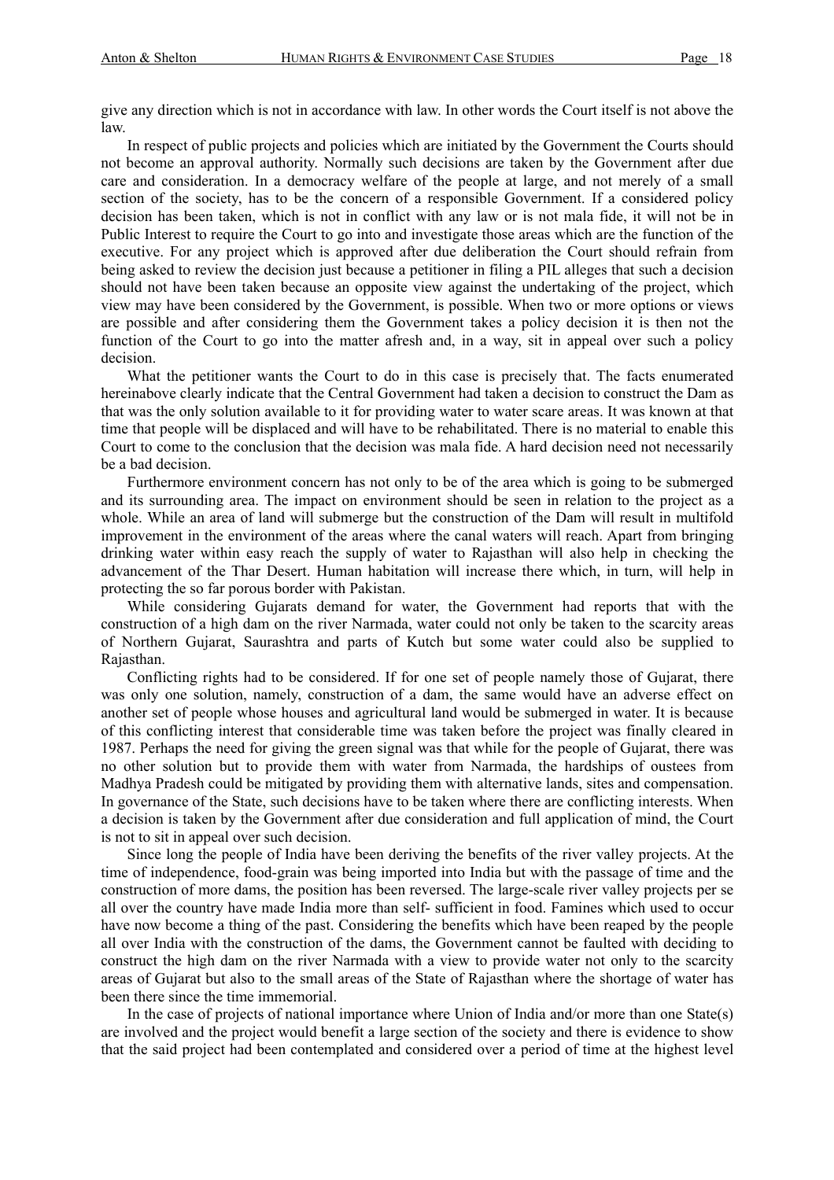give any direction which is not in accordance with law. In other words the Court itself is not above the law.

In respect of public projects and policies which are initiated by the Government the Courts should not become an approval authority. Normally such decisions are taken by the Government after due care and consideration. In a democracy welfare of the people at large, and not merely of a small section of the society, has to be the concern of a responsible Government. If a considered policy decision has been taken, which is not in conflict with any law or is not mala fide, it will not be in Public Interest to require the Court to go into and investigate those areas which are the function of the executive. For any project which is approved after due deliberation the Court should refrain from being asked to review the decision just because a petitioner in filing a PIL alleges that such a decision should not have been taken because an opposite view against the undertaking of the project, which view may have been considered by the Government, is possible. When two or more options or views are possible and after considering them the Government takes a policy decision it is then not the function of the Court to go into the matter afresh and, in a way, sit in appeal over such a policy decision.

What the petitioner wants the Court to do in this case is precisely that. The facts enumerated hereinabove clearly indicate that the Central Government had taken a decision to construct the Dam as that was the only solution available to it for providing water to water scare areas. It was known at that time that people will be displaced and will have to be rehabilitated. There is no material to enable this Court to come to the conclusion that the decision was mala fide. A hard decision need not necessarily be a bad decision.

Furthermore environment concern has not only to be of the area which is going to be submerged and its surrounding area. The impact on environment should be seen in relation to the project as a whole. While an area of land will submerge but the construction of the Dam will result in multifold improvement in the environment of the areas where the canal waters will reach. Apart from bringing drinking water within easy reach the supply of water to Rajasthan will also help in checking the advancement of the Thar Desert. Human habitation will increase there which, in turn, will help in protecting the so far porous border with Pakistan.

While considering Gujarats demand for water, the Government had reports that with the construction of a high dam on the river Narmada, water could not only be taken to the scarcity areas of Northern Gujarat, Saurashtra and parts of Kutch but some water could also be supplied to Rajasthan.

Conflicting rights had to be considered. If for one set of people namely those of Gujarat, there was only one solution, namely, construction of a dam, the same would have an adverse effect on another set of people whose houses and agricultural land would be submerged in water. It is because of this conflicting interest that considerable time was taken before the project was finally cleared in 1987. Perhaps the need for giving the green signal was that while for the people of Gujarat, there was no other solution but to provide them with water from Narmada, the hardships of oustees from Madhya Pradesh could be mitigated by providing them with alternative lands, sites and compensation. In governance of the State, such decisions have to be taken where there are conflicting interests. When a decision is taken by the Government after due consideration and full application of mind, the Court is not to sit in appeal over such decision.

Since long the people of India have been deriving the benefits of the river valley projects. At the time of independence, food-grain was being imported into India but with the passage of time and the construction of more dams, the position has been reversed. The large-scale river valley projects per se all over the country have made India more than self- sufficient in food. Famines which used to occur have now become a thing of the past. Considering the benefits which have been reaped by the people all over India with the construction of the dams, the Government cannot be faulted with deciding to construct the high dam on the river Narmada with a view to provide water not only to the scarcity areas of Gujarat but also to the small areas of the State of Rajasthan where the shortage of water has been there since the time immemorial.

In the case of projects of national importance where Union of India and/or more than one State(s) are involved and the project would benefit a large section of the society and there is evidence to show that the said project had been contemplated and considered over a period of time at the highest level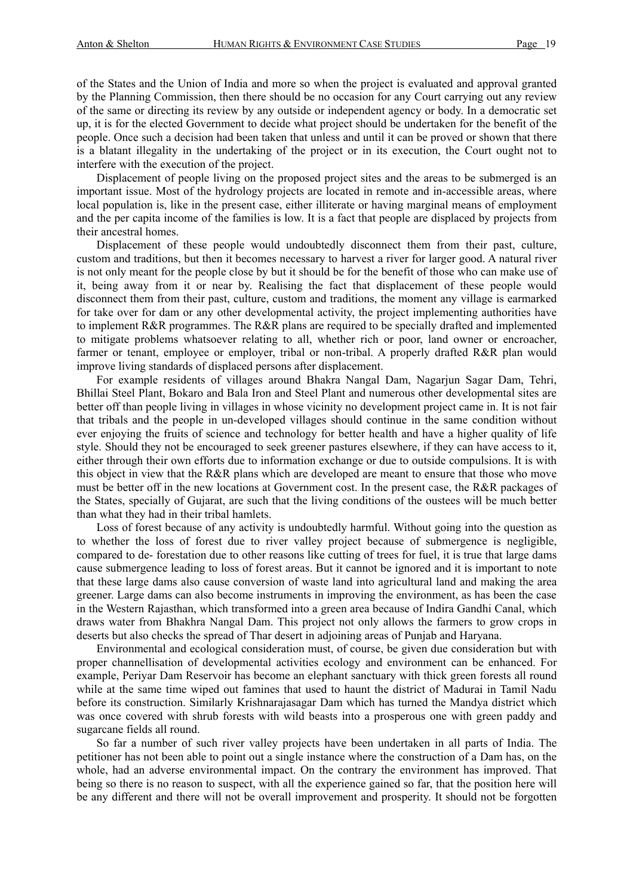of the States and the Union of India and more so when the project is evaluated and approval granted by the Planning Commission, then there should be no occasion for any Court carrying out any review of the same or directing its review by any outside or independent agency or body. In a democratic set up, it is for the elected Government to decide what project should be undertaken for the benefit of the people. Once such a decision had been taken that unless and until it can be proved or shown that there is a blatant illegality in the undertaking of the project or in its execution, the Court ought not to interfere with the execution of the project.

Displacement of people living on the proposed project sites and the areas to be submerged is an important issue. Most of the hydrology projects are located in remote and in-accessible areas, where local population is, like in the present case, either illiterate or having marginal means of employment and the per capita income of the families is low. It is a fact that people are displaced by projects from their ancestral homes.

Displacement of these people would undoubtedly disconnect them from their past, culture, custom and traditions, but then it becomes necessary to harvest a river for larger good. A natural river is not only meant for the people close by but it should be for the benefit of those who can make use of it, being away from it or near by. Realising the fact that displacement of these people would disconnect them from their past, culture, custom and traditions, the moment any village is earmarked for take over for dam or any other developmental activity, the project implementing authorities have to implement R&R programmes. The R&R plans are required to be specially drafted and implemented to mitigate problems whatsoever relating to all, whether rich or poor, land owner or encroacher, farmer or tenant, employee or employer, tribal or non-tribal. A properly drafted R&R plan would improve living standards of displaced persons after displacement.

For example residents of villages around Bhakra Nangal Dam, Nagarjun Sagar Dam, Tehri, Bhillai Steel Plant, Bokaro and Bala Iron and Steel Plant and numerous other developmental sites are better off than people living in villages in whose vicinity no development project came in. It is not fair that tribals and the people in un-developed villages should continue in the same condition without ever enjoying the fruits of science and technology for better health and have a higher quality of life style. Should they not be encouraged to seek greener pastures elsewhere, if they can have access to it, either through their own efforts due to information exchange or due to outside compulsions. It is with this object in view that the R&R plans which are developed are meant to ensure that those who move must be better off in the new locations at Government cost. In the present case, the R&R packages of the States, specially of Gujarat, are such that the living conditions of the oustees will be much better than what they had in their tribal hamlets.

Loss of forest because of any activity is undoubtedly harmful. Without going into the question as to whether the loss of forest due to river valley project because of submergence is negligible, compared to de- forestation due to other reasons like cutting of trees for fuel, it is true that large dams cause submergence leading to loss of forest areas. But it cannot be ignored and it is important to note that these large dams also cause conversion of waste land into agricultural land and making the area greener. Large dams can also become instruments in improving the environment, as has been the case in the Western Rajasthan, which transformed into a green area because of Indira Gandhi Canal, which draws water from Bhakhra Nangal Dam. This project not only allows the farmers to grow crops in deserts but also checks the spread of Thar desert in adjoining areas of Punjab and Haryana.

Environmental and ecological consideration must, of course, be given due consideration but with proper channellisation of developmental activities ecology and environment can be enhanced. For example, Periyar Dam Reservoir has become an elephant sanctuary with thick green forests all round while at the same time wiped out famines that used to haunt the district of Madurai in Tamil Nadu before its construction. Similarly Krishnarajasagar Dam which has turned the Mandya district which was once covered with shrub forests with wild beasts into a prosperous one with green paddy and sugarcane fields all round.

So far a number of such river valley projects have been undertaken in all parts of India. The petitioner has not been able to point out a single instance where the construction of a Dam has, on the whole, had an adverse environmental impact. On the contrary the environment has improved. That being so there is no reason to suspect, with all the experience gained so far, that the position here will be any different and there will not be overall improvement and prosperity. It should not be forgotten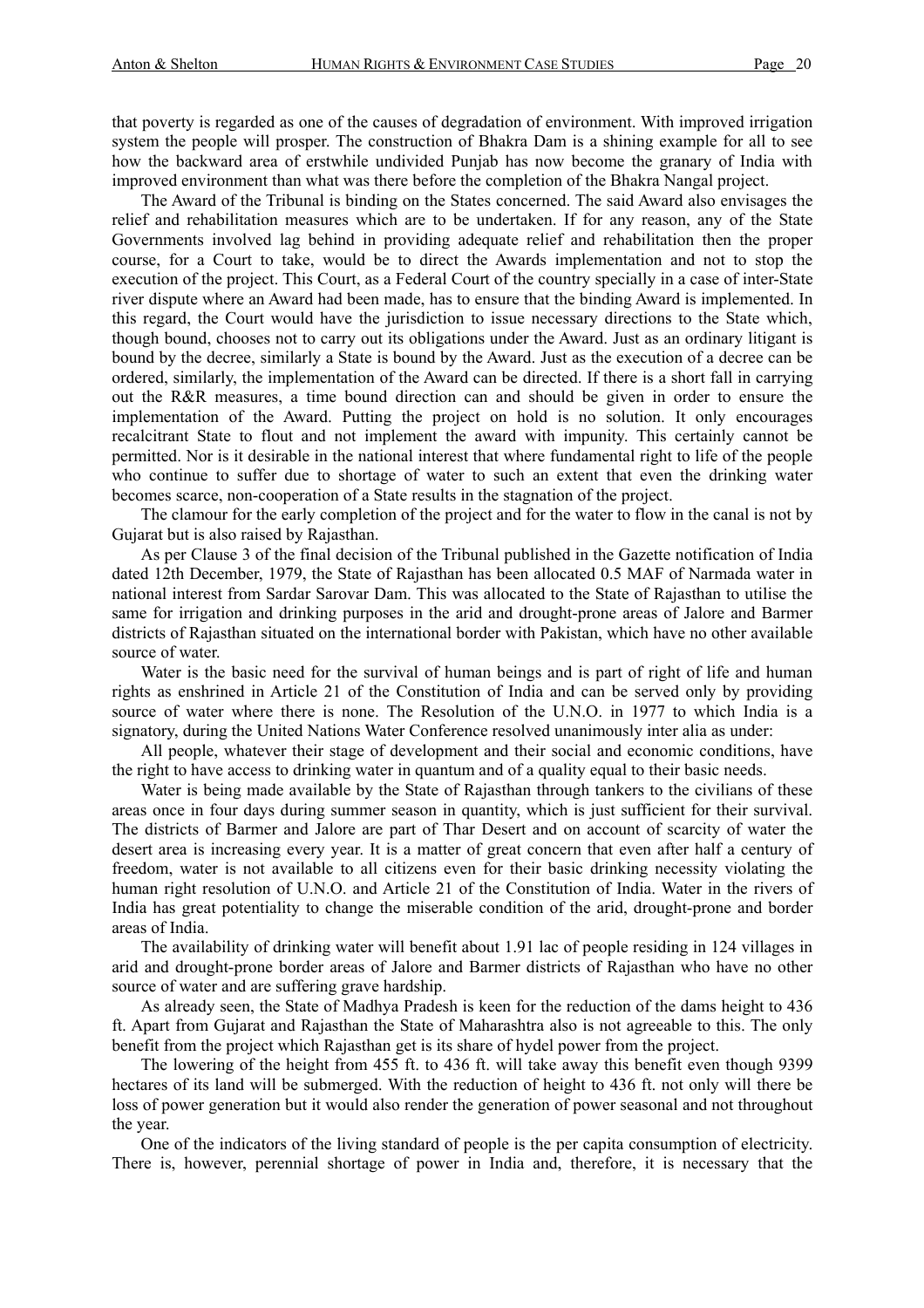that poverty is regarded as one of the causes of degradation of environment. With improved irrigation system the people will prosper. The construction of Bhakra Dam is a shining example for all to see how the backward area of erstwhile undivided Punjab has now become the granary of India with improved environment than what was there before the completion of the Bhakra Nangal project.

The Award of the Tribunal is binding on the States concerned. The said Award also envisages the relief and rehabilitation measures which are to be undertaken. If for any reason, any of the State Governments involved lag behind in providing adequate relief and rehabilitation then the proper course, for a Court to take, would be to direct the Awards implementation and not to stop the execution of the project. This Court, as a Federal Court of the country specially in a case of inter-State river dispute where an Award had been made, has to ensure that the binding Award is implemented. In this regard, the Court would have the jurisdiction to issue necessary directions to the State which, though bound, chooses not to carry out its obligations under the Award. Just as an ordinary litigant is bound by the decree, similarly a State is bound by the Award. Just as the execution of a decree can be ordered, similarly, the implementation of the Award can be directed. If there is a short fall in carrying out the R&R measures, a time bound direction can and should be given in order to ensure the implementation of the Award. Putting the project on hold is no solution. It only encourages recalcitrant State to flout and not implement the award with impunity. This certainly cannot be permitted. Nor is it desirable in the national interest that where fundamental right to life of the people who continue to suffer due to shortage of water to such an extent that even the drinking water becomes scarce, non-cooperation of a State results in the stagnation of the project.

The clamour for the early completion of the project and for the water to flow in the canal is not by Gujarat but is also raised by Rajasthan.

As per Clause 3 of the final decision of the Tribunal published in the Gazette notification of India dated 12th December, 1979, the State of Rajasthan has been allocated 0.5 MAF of Narmada water in national interest from Sardar Sarovar Dam. This was allocated to the State of Rajasthan to utilise the same for irrigation and drinking purposes in the arid and drought-prone areas of Jalore and Barmer districts of Rajasthan situated on the international border with Pakistan, which have no other available source of water.

Water is the basic need for the survival of human beings and is part of right of life and human rights as enshrined in Article 21 of the Constitution of India and can be served only by providing source of water where there is none. The Resolution of the U.N.O. in 1977 to which India is a signatory, during the United Nations Water Conference resolved unanimously inter alia as under:

All people, whatever their stage of development and their social and economic conditions, have the right to have access to drinking water in quantum and of a quality equal to their basic needs.

Water is being made available by the State of Rajasthan through tankers to the civilians of these areas once in four days during summer season in quantity, which is just sufficient for their survival. The districts of Barmer and Jalore are part of Thar Desert and on account of scarcity of water the desert area is increasing every year. It is a matter of great concern that even after half a century of freedom, water is not available to all citizens even for their basic drinking necessity violating the human right resolution of U.N.O. and Article 21 of the Constitution of India. Water in the rivers of India has great potentiality to change the miserable condition of the arid, drought-prone and border areas of India.

The availability of drinking water will benefit about 1.91 lac of people residing in 124 villages in arid and drought-prone border areas of Jalore and Barmer districts of Rajasthan who have no other source of water and are suffering grave hardship.

As already seen, the State of Madhya Pradesh is keen for the reduction of the dams height to 436 ft. Apart from Gujarat and Rajasthan the State of Maharashtra also is not agreeable to this. The only benefit from the project which Rajasthan get is its share of hydel power from the project.

The lowering of the height from 455 ft. to 436 ft. will take away this benefit even though 9399 hectares of its land will be submerged. With the reduction of height to 436 ft. not only will there be loss of power generation but it would also render the generation of power seasonal and not throughout the year.

One of the indicators of the living standard of people is the per capita consumption of electricity. There is, however, perennial shortage of power in India and, therefore, it is necessary that the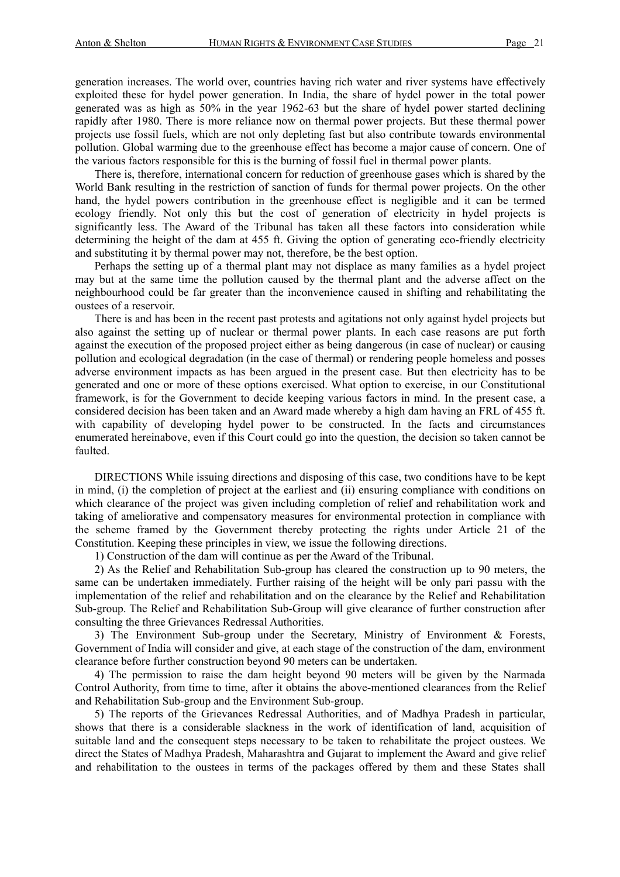generation increases. The world over, countries having rich water and river systems have effectively exploited these for hydel power generation. In India, the share of hydel power in the total power generated was as high as 50% in the year 1962-63 but the share of hydel power started declining rapidly after 1980. There is more reliance now on thermal power projects. But these thermal power projects use fossil fuels, which are not only depleting fast but also contribute towards environmental pollution. Global warming due to the greenhouse effect has become a major cause of concern. One of the various factors responsible for this is the burning of fossil fuel in thermal power plants.

There is, therefore, international concern for reduction of greenhouse gases which is shared by the World Bank resulting in the restriction of sanction of funds for thermal power projects. On the other hand, the hydel powers contribution in the greenhouse effect is negligible and it can be termed ecology friendly. Not only this but the cost of generation of electricity in hydel projects is significantly less. The Award of the Tribunal has taken all these factors into consideration while determining the height of the dam at 455 ft. Giving the option of generating eco-friendly electricity and substituting it by thermal power may not, therefore, be the best option.

Perhaps the setting up of a thermal plant may not displace as many families as a hydel project may but at the same time the pollution caused by the thermal plant and the adverse affect on the neighbourhood could be far greater than the inconvenience caused in shifting and rehabilitating the oustees of a reservoir.

There is and has been in the recent past protests and agitations not only against hydel projects but also against the setting up of nuclear or thermal power plants. In each case reasons are put forth against the execution of the proposed project either as being dangerous (in case of nuclear) or causing pollution and ecological degradation (in the case of thermal) or rendering people homeless and posses adverse environment impacts as has been argued in the present case. But then electricity has to be generated and one or more of these options exercised. What option to exercise, in our Constitutional framework, is for the Government to decide keeping various factors in mind. In the present case, a considered decision has been taken and an Award made whereby a high dam having an FRL of 455 ft. with capability of developing hydel power to be constructed. In the facts and circumstances enumerated hereinabove, even if this Court could go into the question, the decision so taken cannot be faulted.

DIRECTIONS While issuing directions and disposing of this case, two conditions have to be kept in mind, (i) the completion of project at the earliest and (ii) ensuring compliance with conditions on which clearance of the project was given including completion of relief and rehabilitation work and taking of ameliorative and compensatory measures for environmental protection in compliance with the scheme framed by the Government thereby protecting the rights under Article 21 of the Constitution. Keeping these principles in view, we issue the following directions.

1) Construction of the dam will continue as per the Award of the Tribunal.

2) As the Relief and Rehabilitation Sub-group has cleared the construction up to 90 meters, the same can be undertaken immediately. Further raising of the height will be only pari passu with the implementation of the relief and rehabilitation and on the clearance by the Relief and Rehabilitation Sub-group. The Relief and Rehabilitation Sub-Group will give clearance of further construction after consulting the three Grievances Redressal Authorities.

3) The Environment Sub-group under the Secretary, Ministry of Environment & Forests, Government of India will consider and give, at each stage of the construction of the dam, environment clearance before further construction beyond 90 meters can be undertaken.

4) The permission to raise the dam height beyond 90 meters will be given by the Narmada Control Authority, from time to time, after it obtains the above-mentioned clearances from the Relief and Rehabilitation Sub-group and the Environment Sub-group.

5) The reports of the Grievances Redressal Authorities, and of Madhya Pradesh in particular, shows that there is a considerable slackness in the work of identification of land, acquisition of suitable land and the consequent steps necessary to be taken to rehabilitate the project oustees. We direct the States of Madhya Pradesh, Maharashtra and Gujarat to implement the Award and give relief and rehabilitation to the oustees in terms of the packages offered by them and these States shall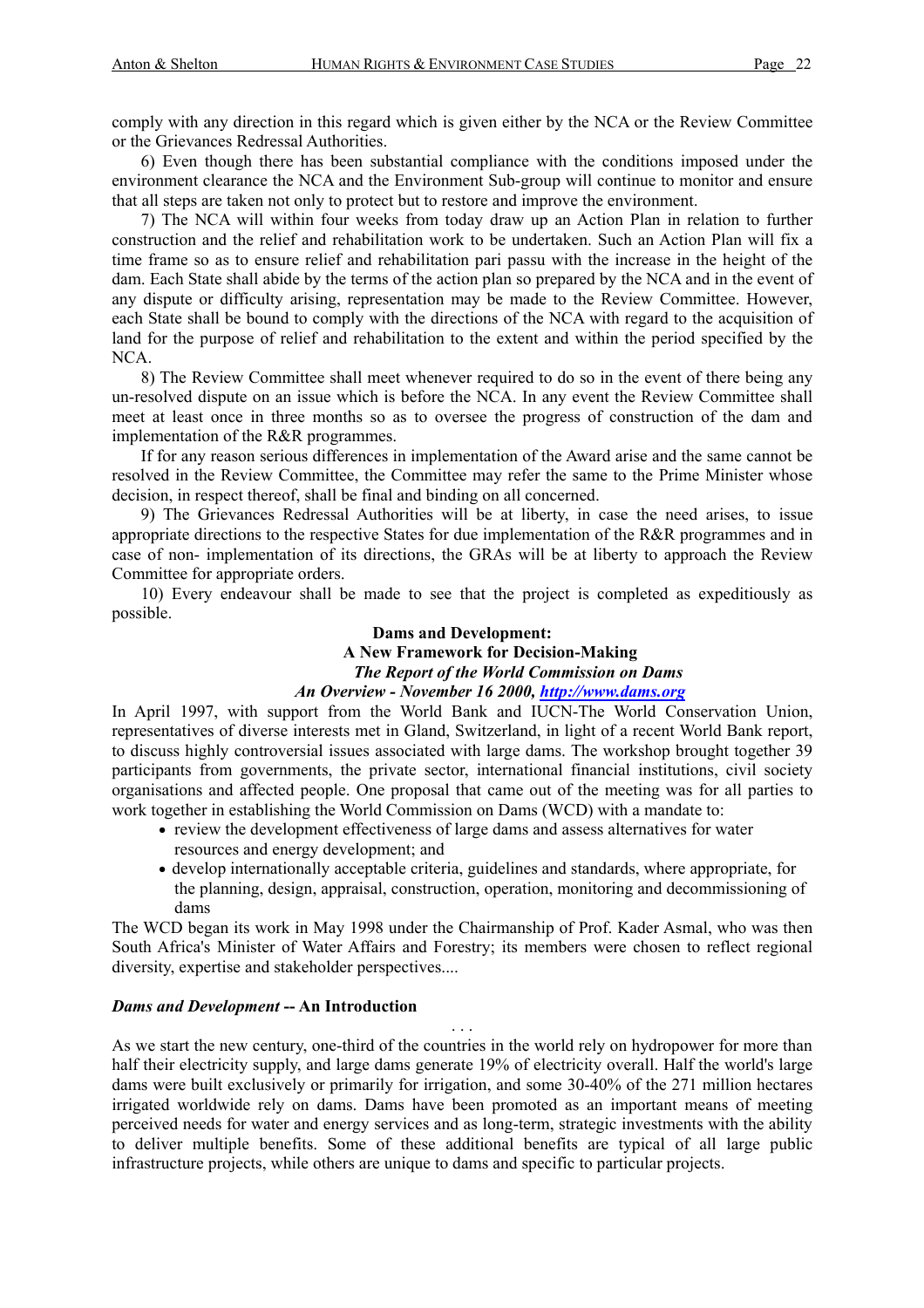comply with any direction in this regard which is given either by the NCA or the Review Committee or the Grievances Redressal Authorities.

6) Even though there has been substantial compliance with the conditions imposed under the environment clearance the NCA and the Environment Sub-group will continue to monitor and ensure that all steps are taken not only to protect but to restore and improve the environment.

7) The NCA will within four weeks from today draw up an Action Plan in relation to further construction and the relief and rehabilitation work to be undertaken. Such an Action Plan will fix a time frame so as to ensure relief and rehabilitation pari passu with the increase in the height of the dam. Each State shall abide by the terms of the action plan so prepared by the NCA and in the event of any dispute or difficulty arising, representation may be made to the Review Committee. However, each State shall be bound to comply with the directions of the NCA with regard to the acquisition of land for the purpose of relief and rehabilitation to the extent and within the period specified by the NCA.

8) The Review Committee shall meet whenever required to do so in the event of there being any un-resolved dispute on an issue which is before the NCA. In any event the Review Committee shall meet at least once in three months so as to oversee the progress of construction of the dam and implementation of the R&R programmes.

If for any reason serious differences in implementation of the Award arise and the same cannot be resolved in the Review Committee, the Committee may refer the same to the Prime Minister whose decision, in respect thereof, shall be final and binding on all concerned.

9) The Grievances Redressal Authorities will be at liberty, in case the need arises, to issue appropriate directions to the respective States for due implementation of the R&R programmes and in case of non- implementation of its directions, the GRAs will be at liberty to approach the Review Committee for appropriate orders.

10) Every endeavour shall be made to see that the project is completed as expeditiously as possible.

## Dams and Development: A New Framework for Decision-Making

### *The Report of the World Commission on Dams*

### *An Overview - November 16 2000, [http://www.dams.org](http://www.dams.org)*

In April 1997, with support from the World Bank and IUCN-The World Conservation Union, representatives of diverse interests met in Gland, Switzerland, in light of a recent World Bank report, to discuss highly controversial issues associated with large dams. The workshop brought together 39 participants from governments, the private sector, international financial institutions, civil society organisations and affected people. One proposal that came out of the meeting was for all parties to work together in establishing the World Commission on Dams (WCD) with a mandate to:

- review the development effectiveness of large dams and assess alternatives for water resources and energy development; and
- develop internationally acceptable criteria, guidelines and standards, where appropriate, for the planning, design, appraisal, construction, operation, monitoring and decommissioning of dams

The WCD began its work in May 1998 under the Chairmanship of Prof. Kader Asmal, who was then South Africa's Minister of Water Affairs and Forestry; its members were chosen to reflect regional diversity, expertise and stakeholder perspectives....

### ***Dams and Development* -- An Introduction**

. . .

As we start the new century, one-third of the countries in the world rely on hydropower for more than half their electricity supply, and large dams generate 19% of electricity overall. Half the world's large dams were built exclusively or primarily for irrigation, and some 30-40% of the 271 million hectares irrigated worldwide rely on dams. Dams have been promoted as an important means of meeting perceived needs for water and energy services and as long-term, strategic investments with the ability to deliver multiple benefits. Some of these additional benefits are typical of all large public infrastructure projects, while others are unique to dams and specific to particular projects.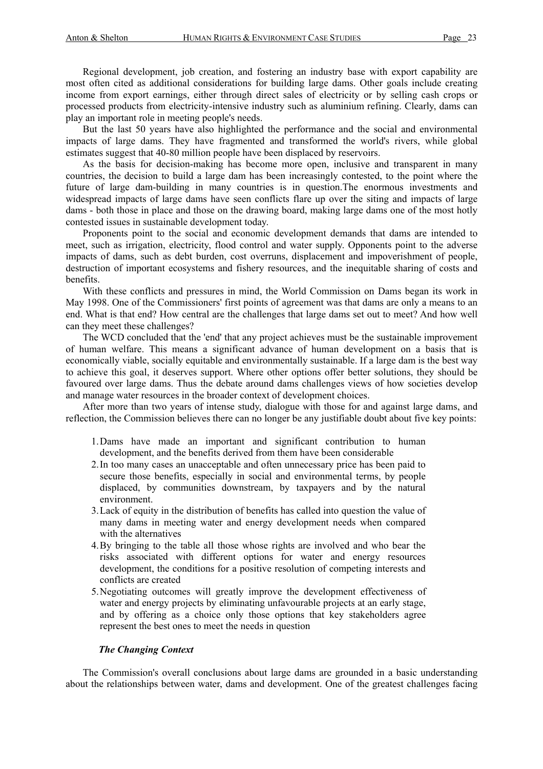Regional development, job creation, and fostering an industry base with export capability are most often cited as additional considerations for building large dams. Other goals include creating income from export earnings, either through direct sales of electricity or by selling cash crops or processed products from electricity-intensive industry such as aluminium refining. Clearly, dams can play an important role in meeting people's needs.

But the last 50 years have also highlighted the performance and the social and environmental impacts of large dams. They have fragmented and transformed the world's rivers, while global estimates suggest that 40-80 million people have been displaced by reservoirs.

As the basis for decision-making has become more open, inclusive and transparent in many countries, the decision to build a large dam has been increasingly contested, to the point where the future of large dam-building in many countries is in question.The enormous investments and widespread impacts of large dams have seen conflicts flare up over the siting and impacts of large dams - both those in place and those on the drawing board, making large dams one of the most hotly contested issues in sustainable development today.

Proponents point to the social and economic development demands that dams are intended to meet, such as irrigation, electricity, flood control and water supply. Opponents point to the adverse impacts of dams, such as debt burden, cost overruns, displacement and impoverishment of people, destruction of important ecosystems and fishery resources, and the inequitable sharing of costs and benefits.

With these conflicts and pressures in mind, the World Commission on Dams began its work in May 1998. One of the Commissioners' first points of agreement was that dams are only a means to an end. What is that end? How central are the challenges that large dams set out to meet? And how well can they meet these challenges?

The WCD concluded that the 'end' that any project achieves must be the sustainable improvement of human welfare. This means a significant advance of human development on a basis that is economically viable, socially equitable and environmentally sustainable. If a large dam is the best way to achieve this goal, it deserves support. Where other options offer better solutions, they should be favoured over large dams. Thus the debate around dams challenges views of how societies develop and manage water resources in the broader context of development choices.

After more than two years of intense study, dialogue with those for and against large dams, and reflection, the Commission believes there can no longer be any justifiable doubt about five key points:

1. Dams have made an important and significant contribution to human development, and the benefits derived from them have been considerable
2. In too many cases an unacceptable and often unnecessary price has been paid to secure those benefits, especially in social and environmental terms, by people displaced, by communities downstream, by taxpayers and by the natural environment.
3. Lack of equity in the distribution of benefits has called into question the value of many dams in meeting water and energy development needs when compared with the alternatives
4. By bringing to the table all those whose rights are involved and who bear the risks associated with different options for water and energy resources development, the conditions for a positive resolution of competing interests and conflicts are created
5. Negotiating outcomes will greatly improve the development effectiveness of water and energy projects by eliminating unfavourable projects at an early stage, and by offering as a choice only those options that key stakeholders agree represent the best ones to meet the needs in question

***The Changing Context***

The Commission's overall conclusions about large dams are grounded in a basic understanding about the relationships between water, dams and development. One of the greatest challenges facing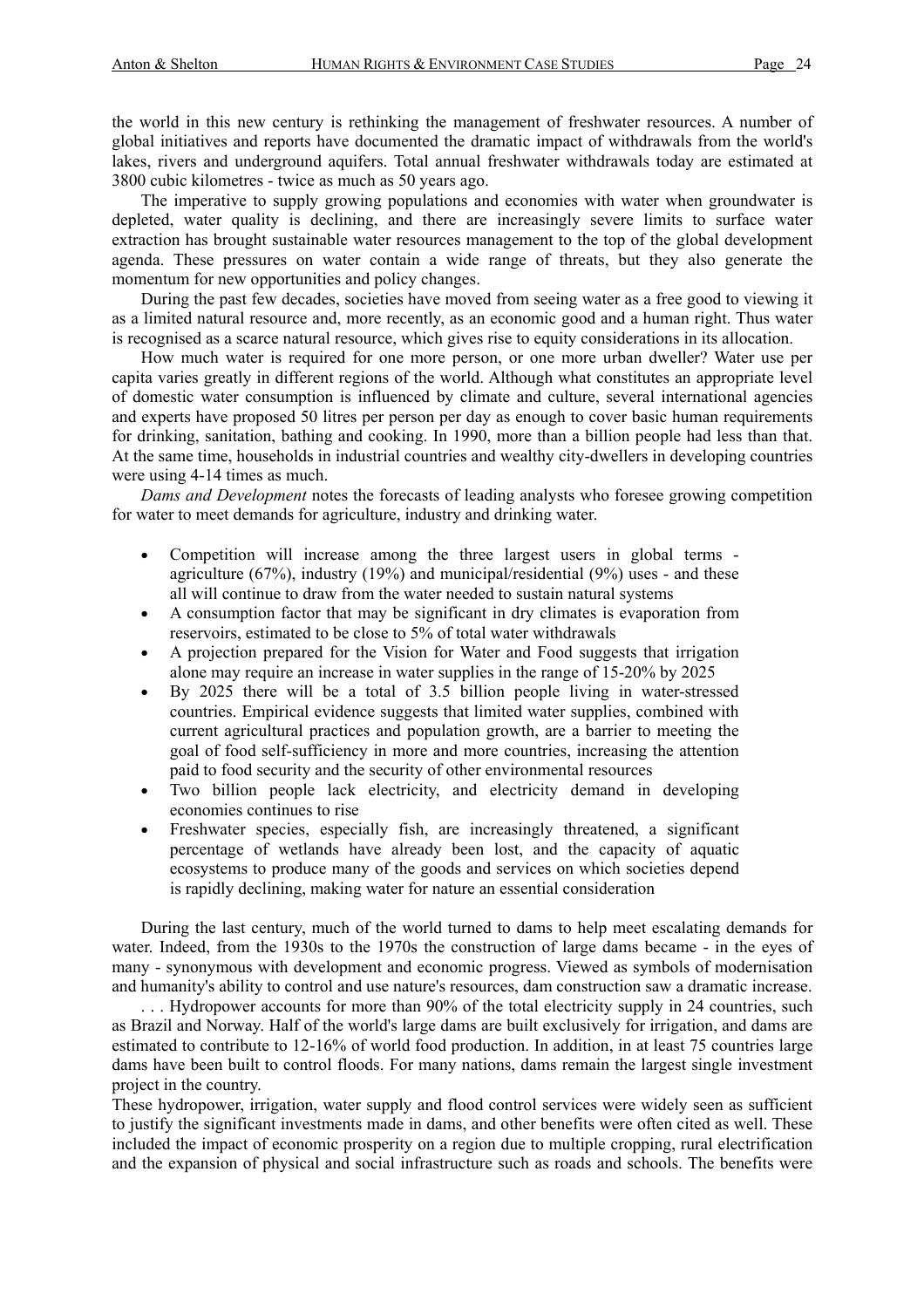the world in this new century is rethinking the management of freshwater resources. A number of global initiatives and reports have documented the dramatic impact of withdrawals from the world's lakes, rivers and underground aquifers. Total annual freshwater withdrawals today are estimated at 3800 cubic kilometres - twice as much as 50 years ago.

The imperative to supply growing populations and economies with water when groundwater is depleted, water quality is declining, and there are increasingly severe limits to surface water extraction has brought sustainable water resources management to the top of the global development agenda. These pressures on water contain a wide range of threats, but they also generate the momentum for new opportunities and policy changes.

During the past few decades, societies have moved from seeing water as a free good to viewing it as a limited natural resource and, more recently, as an economic good and a human right. Thus water is recognised as a scarce natural resource, which gives rise to equity considerations in its allocation.

How much water is required for one more person, or one more urban dweller? Water use per capita varies greatly in different regions of the world. Although what constitutes an appropriate level of domestic water consumption is influenced by climate and culture, several international agencies and experts have proposed 50 litres per person per day as enough to cover basic human requirements for drinking, sanitation, bathing and cooking. In 1990, more than a billion people had less than that. At the same time, households in industrial countries and wealthy city-dwellers in developing countries were using 4-14 times as much.

*Dams and Development* notes the forecasts of leading analysts who foresee growing competition for water to meet demands for agriculture, industry and drinking water.

- Competition will increase among the three largest users in global terms - agriculture (67%), industry (19%) and municipal/residential (9%) uses - and these all will continue to draw from the water needed to sustain natural systems
- A consumption factor that may be significant in dry climates is evaporation from reservoirs, estimated to be close to 5% of total water withdrawals
- A projection prepared for the Vision for Water and Food suggests that irrigation alone may require an increase in water supplies in the range of 15-20% by 2025
- By 2025 there will be a total of 3.5 billion people living in water-stressed countries. Empirical evidence suggests that limited water supplies, combined with current agricultural practices and population growth, are a barrier to meeting the goal of food self-sufficiency in more and more countries, increasing the attention paid to food security and the security of other environmental resources
- Two billion people lack electricity, and electricity demand in developing economies continues to rise
- Freshwater species, especially fish, are increasingly threatened, a significant percentage of wetlands have already been lost, and the capacity of aquatic ecosystems to produce many of the goods and services on which societies depend is rapidly declining, making water for nature an essential consideration

During the last century, much of the world turned to dams to help meet escalating demands for water. Indeed, from the 1930s to the 1970s the construction of large dams became - in the eyes of many - synonymous with development and economic progress. Viewed as symbols of modernisation and humanity's ability to control and use nature's resources, dam construction saw a dramatic increase.

. . . Hydropower accounts for more than 90% of the total electricity supply in 24 countries, such as Brazil and Norway. Half of the world's large dams are built exclusively for irrigation, and dams are estimated to contribute to 12-16% of world food production. In addition, in at least 75 countries large dams have been built to control floods. For many nations, dams remain the largest single investment project in the country.

These hydropower, irrigation, water supply and flood control services were widely seen as sufficient to justify the significant investments made in dams, and other benefits were often cited as well. These included the impact of economic prosperity on a region due to multiple cropping, rural electrification and the expansion of physical and social infrastructure such as roads and schools. The benefits were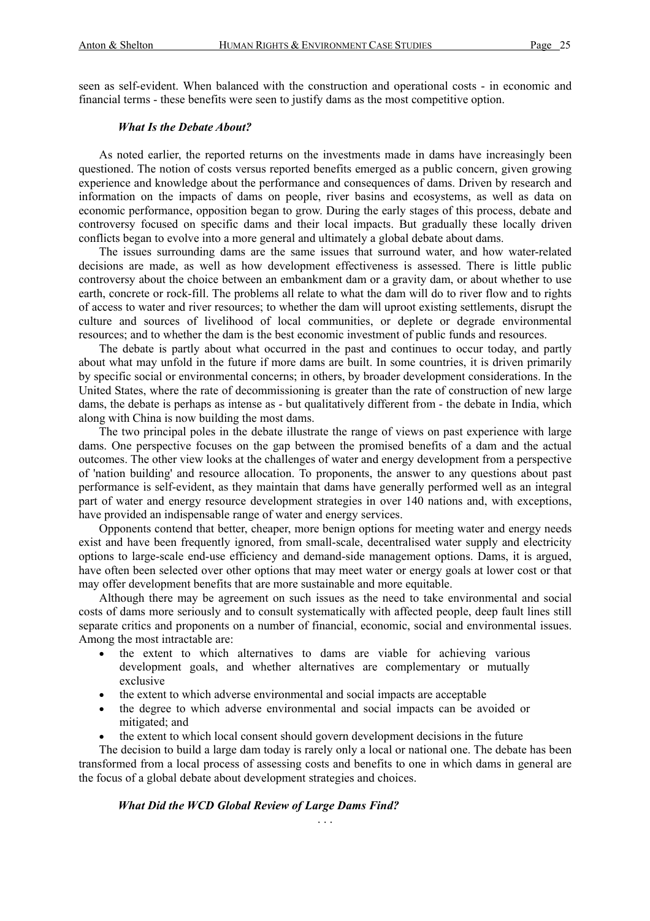seen as self-evident. When balanced with the construction and operational costs - in economic and financial terms - these benefits were seen to justify dams as the most competitive option.

### *What Is the Debate About?*

As noted earlier, the reported returns on the investments made in dams have increasingly been questioned. The notion of costs versus reported benefits emerged as a public concern, given growing experience and knowledge about the performance and consequences of dams. Driven by research and information on the impacts of dams on people, river basins and ecosystems, as well as data on economic performance, opposition began to grow. During the early stages of this process, debate and controversy focused on specific dams and their local impacts. But gradually these locally driven conflicts began to evolve into a more general and ultimately a global debate about dams.

The issues surrounding dams are the same issues that surround water, and how water-related decisions are made, as well as how development effectiveness is assessed. There is little public controversy about the choice between an embankment dam or a gravity dam, or about whether to use earth, concrete or rock-fill. The problems all relate to what the dam will do to river flow and to rights of access to water and river resources; to whether the dam will uproot existing settlements, disrupt the culture and sources of livelihood of local communities, or deplete or degrade environmental resources; and to whether the dam is the best economic investment of public funds and resources.

The debate is partly about what occurred in the past and continues to occur today, and partly about what may unfold in the future if more dams are built. In some countries, it is driven primarily by specific social or environmental concerns; in others, by broader development considerations. In the United States, where the rate of decommissioning is greater than the rate of construction of new large dams, the debate is perhaps as intense as - but qualitatively different from - the debate in India, which along with China is now building the most dams.

The two principal poles in the debate illustrate the range of views on past experience with large dams. One perspective focuses on the gap between the promised benefits of a dam and the actual outcomes. The other view looks at the challenges of water and energy development from a perspective of 'nation building' and resource allocation. To proponents, the answer to any questions about past performance is self-evident, as they maintain that dams have generally performed well as an integral part of water and energy resource development strategies in over 140 nations and, with exceptions, have provided an indispensable range of water and energy services.

Opponents contend that better, cheaper, more benign options for meeting water and energy needs exist and have been frequently ignored, from small-scale, decentralised water supply and electricity options to large-scale end-use efficiency and demand-side management options. Dams, it is argued, have often been selected over other options that may meet water or energy goals at lower cost or that may offer development benefits that are more sustainable and more equitable.

Although there may be agreement on such issues as the need to take environmental and social costs of dams more seriously and to consult systematically with affected people, deep fault lines still separate critics and proponents on a number of financial, economic, social and environmental issues. Among the most intractable are:

- the extent to which alternatives to dams are viable for achieving various development goals, and whether alternatives are complementary or mutually exclusive
- the extent to which adverse environmental and social impacts are acceptable
- the degree to which adverse environmental and social impacts can be avoided or mitigated; and
- the extent to which local consent should govern development decisions in the future

The decision to build a large dam today is rarely only a local or national one. The debate has been transformed from a local process of assessing costs and benefits to one in which dams in general are the focus of a global debate about development strategies and choices.

### *What Did the WCD Global Review of Large Dams Find?*

. . .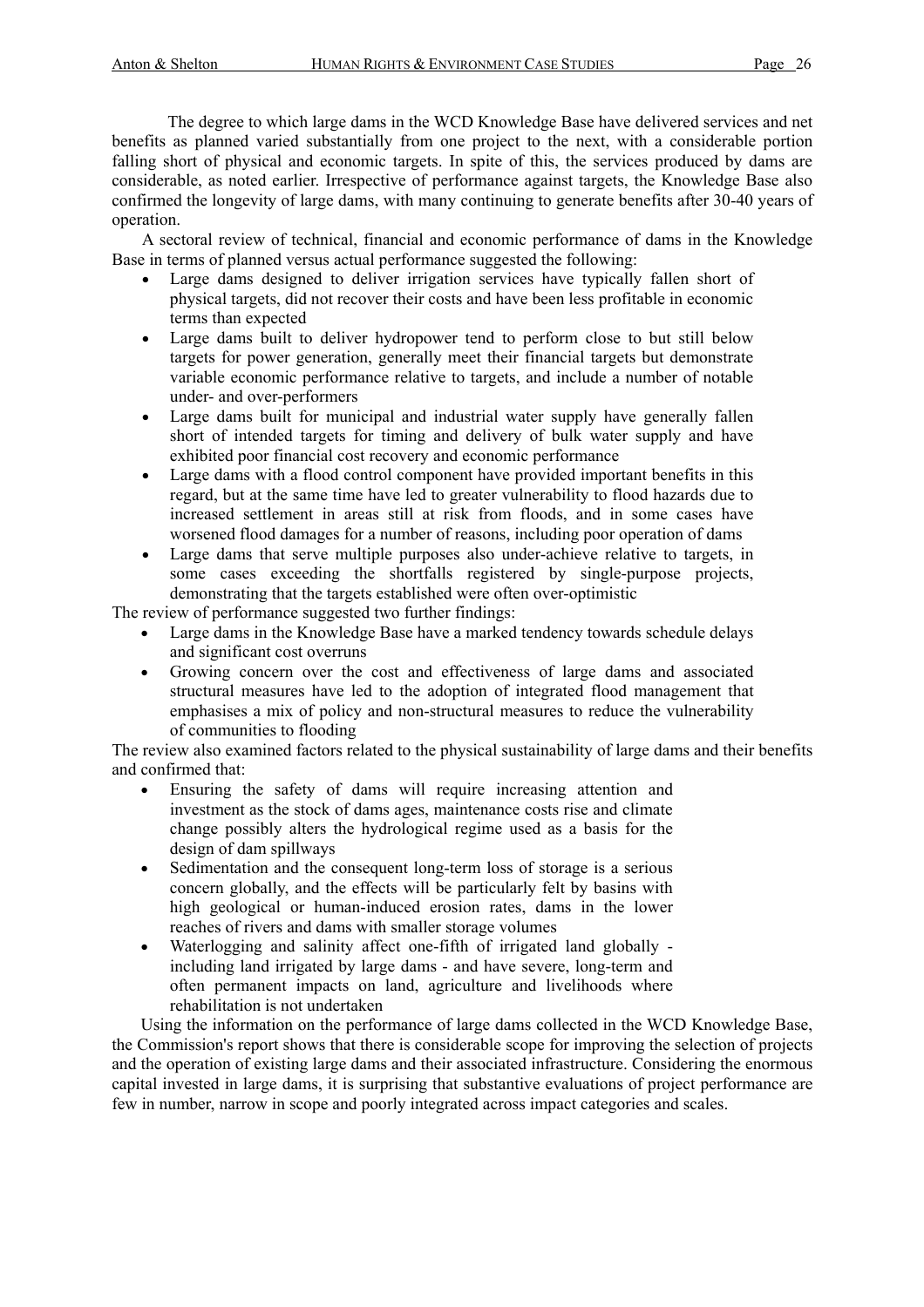The degree to which large dams in the WCD Knowledge Base have delivered services and net benefits as planned varied substantially from one project to the next, with a considerable portion falling short of physical and economic targets. In spite of this, the services produced by dams are considerable, as noted earlier. Irrespective of performance against targets, the Knowledge Base also confirmed the longevity of large dams, with many continuing to generate benefits after 30-40 years of operation.

A sectoral review of technical, financial and economic performance of dams in the Knowledge Base in terms of planned versus actual performance suggested the following:

- Large dams designed to deliver irrigation services have typically fallen short of physical targets, did not recover their costs and have been less profitable in economic terms than expected
- Large dams built to deliver hydropower tend to perform close to but still below targets for power generation, generally meet their financial targets but demonstrate variable economic performance relative to targets, and include a number of notable under- and over-performers
- Large dams built for municipal and industrial water supply have generally fallen short of intended targets for timing and delivery of bulk water supply and have exhibited poor financial cost recovery and economic performance
- Large dams with a flood control component have provided important benefits in this regard, but at the same time have led to greater vulnerability to flood hazards due to increased settlement in areas still at risk from floods, and in some cases have worsened flood damages for a number of reasons, including poor operation of dams
- Large dams that serve multiple purposes also under-achieve relative to targets, in some cases exceeding the shortfalls registered by single-purpose projects, demonstrating that the targets established were often over-optimistic

The review of performance suggested two further findings:

- Large dams in the Knowledge Base have a marked tendency towards schedule delays and significant cost overruns
- Growing concern over the cost and effectiveness of large dams and associated structural measures have led to the adoption of integrated flood management that emphasises a mix of policy and non-structural measures to reduce the vulnerability of communities to flooding

The review also examined factors related to the physical sustainability of large dams and their benefits and confirmed that:

- Ensuring the safety of dams will require increasing attention and investment as the stock of dams ages, maintenance costs rise and climate change possibly alters the hydrological regime used as a basis for the design of dam spillways
- Sedimentation and the consequent long-term loss of storage is a serious concern globally, and the effects will be particularly felt by basins with high geological or human-induced erosion rates, dams in the lower reaches of rivers and dams with smaller storage volumes
- Waterlogging and salinity affect one-fifth of irrigated land globally - including land irrigated by large dams - and have severe, long-term and often permanent impacts on land, agriculture and livelihoods where rehabilitation is not undertaken

Using the information on the performance of large dams collected in the WCD Knowledge Base, the Commission's report shows that there is considerable scope for improving the selection of projects and the operation of existing large dams and their associated infrastructure. Considering the enormous capital invested in large dams, it is surprising that substantive evaluations of project performance are few in number, narrow in scope and poorly integrated across impact categories and scales.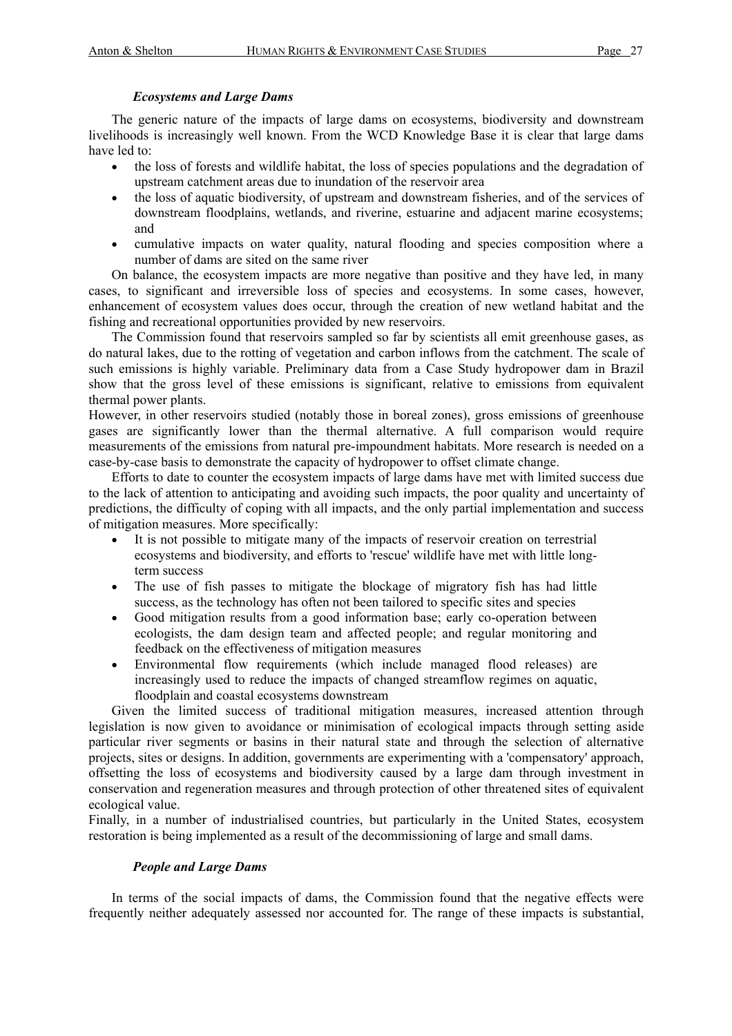### *Ecosystems and Large Dams*

The generic nature of the impacts of large dams on ecosystems, biodiversity and downstream livelihoods is increasingly well known. From the WCD Knowledge Base it is clear that large dams have led to:

- the loss of forests and wildlife habitat, the loss of species populations and the degradation of upstream catchment areas due to inundation of the reservoir area
- the loss of aquatic biodiversity, of upstream and downstream fisheries, and of the services of downstream floodplains, wetlands, and riverine, estuarine and adjacent marine ecosystems; and
- cumulative impacts on water quality, natural flooding and species composition where a number of dams are sited on the same river

On balance, the ecosystem impacts are more negative than positive and they have led, in many cases, to significant and irreversible loss of species and ecosystems. In some cases, however, enhancement of ecosystem values does occur, through the creation of new wetland habitat and the fishing and recreational opportunities provided by new reservoirs.

The Commission found that reservoirs sampled so far by scientists all emit greenhouse gases, as do natural lakes, due to the rotting of vegetation and carbon inflows from the catchment. The scale of such emissions is highly variable. Preliminary data from a Case Study hydropower dam in Brazil show that the gross level of these emissions is significant, relative to emissions from equivalent thermal power plants.

However, in other reservoirs studied (notably those in boreal zones), gross emissions of greenhouse gases are significantly lower than the thermal alternative. A full comparison would require measurements of the emissions from natural pre-impoundment habitats. More research is needed on a case-by-case basis to demonstrate the capacity of hydropower to offset climate change.

Efforts to date to counter the ecosystem impacts of large dams have met with limited success due to the lack of attention to anticipating and avoiding such impacts, the poor quality and uncertainty of predictions, the difficulty of coping with all impacts, and the only partial implementation and success of mitigation measures. More specifically:

- It is not possible to mitigate many of the impacts of reservoir creation on terrestrial ecosystems and biodiversity, and efforts to 'rescue' wildlife have met with little long-term success
- The use of fish passes to mitigate the blockage of migratory fish has had little success, as the technology has often not been tailored to specific sites and species
- Good mitigation results from a good information base; early co-operation between ecologists, the dam design team and affected people; and regular monitoring and feedback on the effectiveness of mitigation measures
- Environmental flow requirements (which include managed flood releases) are increasingly used to reduce the impacts of changed streamflow regimes on aquatic, floodplain and coastal ecosystems downstream

Given the limited success of traditional mitigation measures, increased attention through legislation is now given to avoidance or minimisation of ecological impacts through setting aside particular river segments or basins in their natural state and through the selection of alternative projects, sites or designs. In addition, governments are experimenting with a 'compensatory' approach, offsetting the loss of ecosystems and biodiversity caused by a large dam through investment in conservation and regeneration measures and through protection of other threatened sites of equivalent ecological value.

Finally, in a number of industrialised countries, but particularly in the United States, ecosystem restoration is being implemented as a result of the decommissioning of large and small dams.

### *People and Large Dams*

In terms of the social impacts of dams, the Commission found that the negative effects were frequently neither adequately assessed nor accounted for. The range of these impacts is substantial,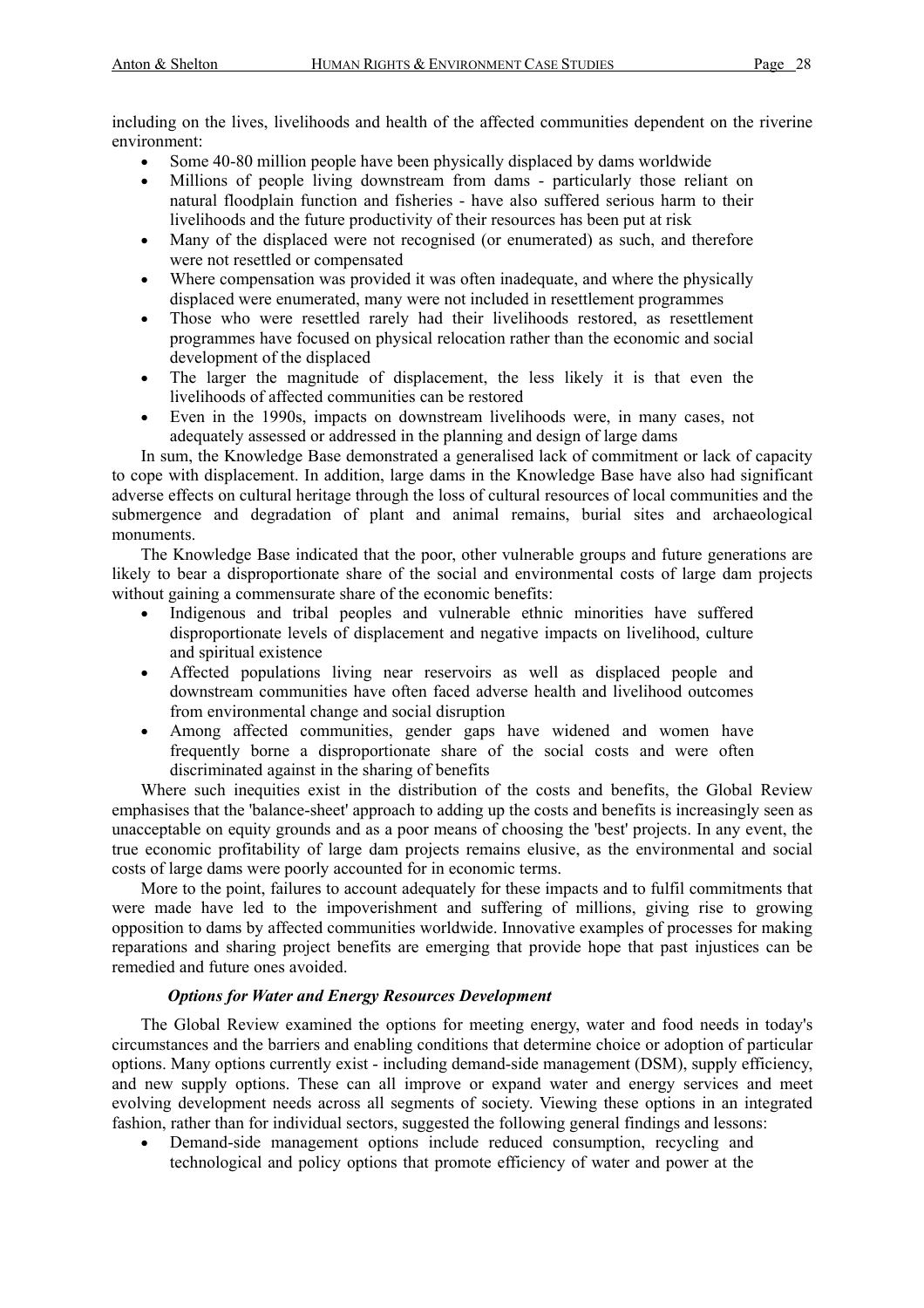including on the lives, livelihoods and health of the affected communities dependent on the riverine environment:

- Some 40-80 million people have been physically displaced by dams worldwide
- Millions of people living downstream from dams - particularly those reliant on natural floodplain function and fisheries - have also suffered serious harm to their livelihoods and the future productivity of their resources has been put at risk
- Many of the displaced were not recognised (or enumerated) as such, and therefore were not resettled or compensated
- Where compensation was provided it was often inadequate, and where the physically displaced were enumerated, many were not included in resettlement programmes
- Those who were resettled rarely had their livelihoods restored, as resettlement programmes have focused on physical relocation rather than the economic and social development of the displaced
- The larger the magnitude of displacement, the less likely it is that even the livelihoods of affected communities can be restored
- Even in the 1990s, impacts on downstream livelihoods were, in many cases, not adequately assessed or addressed in the planning and design of large dams

In sum, the Knowledge Base demonstrated a generalised lack of commitment or lack of capacity to cope with displacement. In addition, large dams in the Knowledge Base have also had significant adverse effects on cultural heritage through the loss of cultural resources of local communities and the submergence and degradation of plant and animal remains, burial sites and archaeological monuments.

The Knowledge Base indicated that the poor, other vulnerable groups and future generations are likely to bear a disproportionate share of the social and environmental costs of large dam projects without gaining a commensurate share of the economic benefits:

- Indigenous and tribal peoples and vulnerable ethnic minorities have suffered disproportionate levels of displacement and negative impacts on livelihood, culture and spiritual existence
- Affected populations living near reservoirs as well as displaced people and downstream communities have often faced adverse health and livelihood outcomes from environmental change and social disruption
- Among affected communities, gender gaps have widened and women have frequently borne a disproportionate share of the social costs and were often discriminated against in the sharing of benefits

Where such inequities exist in the distribution of the costs and benefits, the Global Review emphasises that the 'balance-sheet' approach to adding up the costs and benefits is increasingly seen as unacceptable on equity grounds and as a poor means of choosing the 'best' projects. In any event, the true economic profitability of large dam projects remains elusive, as the environmental and social costs of large dams were poorly accounted for in economic terms.

More to the point, failures to account adequately for these impacts and to fulfil commitments that were made have led to the impoverishment and suffering of millions, giving rise to growing opposition to dams by affected communities worldwide. Innovative examples of processes for making reparations and sharing project benefits are emerging that provide hope that past injustices can be remedied and future ones avoided.

***Options for Water and Energy Resources Development***

The Global Review examined the options for meeting energy, water and food needs in today's circumstances and the barriers and enabling conditions that determine choice or adoption of particular options. Many options currently exist - including demand-side management (DSM), supply efficiency, and new supply options. These can all improve or expand water and energy services and meet evolving development needs across all segments of society. Viewing these options in an integrated fashion, rather than for individual sectors, suggested the following general findings and lessons:

- Demand-side management options include reduced consumption, recycling and technological and policy options that promote efficiency of water and power at the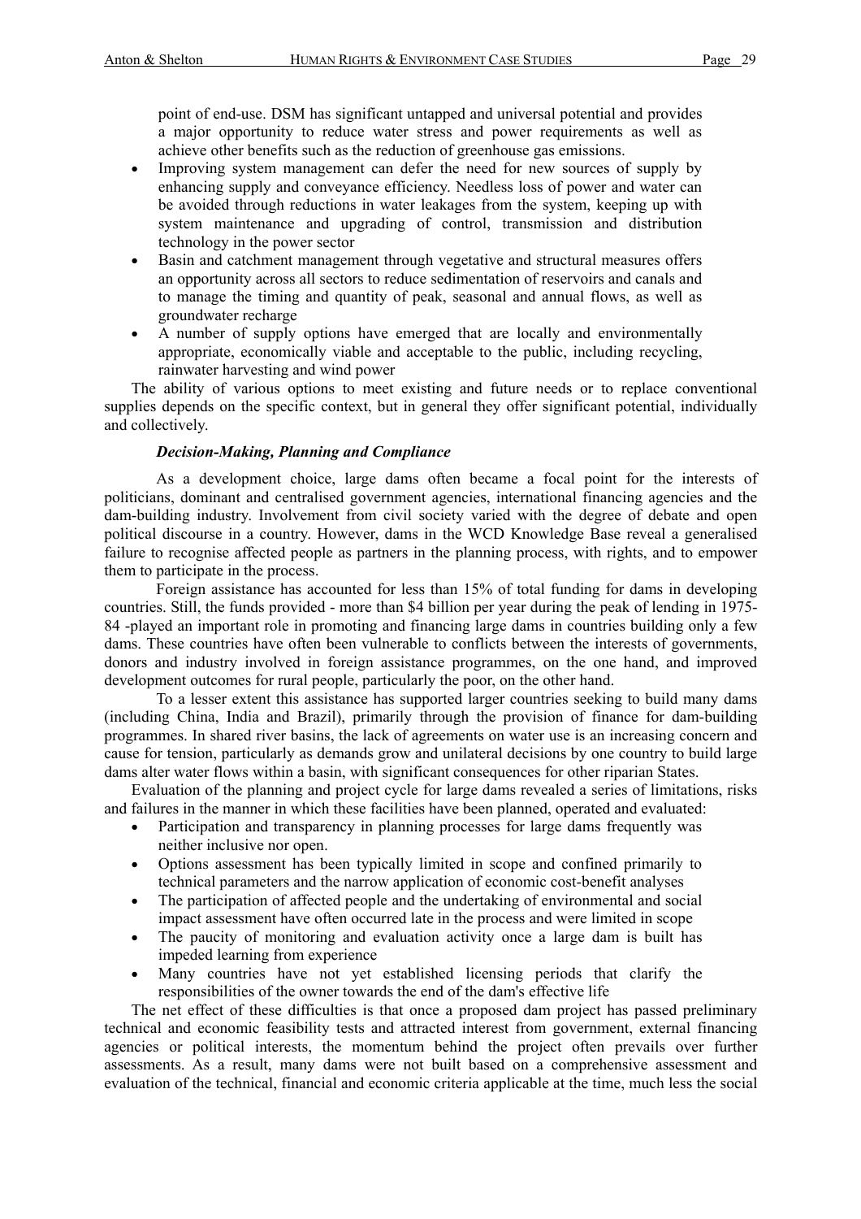point of end-use. DSM has significant untapped and universal potential and provides a major opportunity to reduce water stress and power requirements as well as achieve other benefits such as the reduction of greenhouse gas emissions.

- Improving system management can defer the need for new sources of supply by enhancing supply and conveyance efficiency. Needless loss of power and water can be avoided through reductions in water leakages from the system, keeping up with system maintenance and upgrading of control, transmission and distribution technology in the power sector
- Basin and catchment management through vegetative and structural measures offers an opportunity across all sectors to reduce sedimentation of reservoirs and canals and to manage the timing and quantity of peak, seasonal and annual flows, as well as groundwater recharge
- A number of supply options have emerged that are locally and environmentally appropriate, economically viable and acceptable to the public, including recycling, rainwater harvesting and wind power

The ability of various options to meet existing and future needs or to replace conventional supplies depends on the specific context, but in general they offer significant potential, individually and collectively.

***Decision-Making, Planning and Compliance***

As a development choice, large dams often became a focal point for the interests of politicians, dominant and centralised government agencies, international financing agencies and the dam-building industry. Involvement from civil society varied with the degree of debate and open political discourse in a country. However, dams in the WCD Knowledge Base reveal a generalised failure to recognise affected people as partners in the planning process, with rights, and to empower them to participate in the process.

Foreign assistance has accounted for less than 15% of total funding for dams in developing countries. Still, the funds provided - more than $4 billion per year during the peak of lending in 1975-84 -played an important role in promoting and financing large dams in countries building only a few dams. These countries have often been vulnerable to conflicts between the interests of governments, donors and industry involved in foreign assistance programmes, on the one hand, and improved development outcomes for rural people, particularly the poor, on the other hand.

To a lesser extent this assistance has supported larger countries seeking to build many dams (including China, India and Brazil), primarily through the provision of finance for dam-building programmes. In shared river basins, the lack of agreements on water use is an increasing concern and cause for tension, particularly as demands grow and unilateral decisions by one country to build large dams alter water flows within a basin, with significant consequences for other riparian States.

Evaluation of the planning and project cycle for large dams revealed a series of limitations, risks and failures in the manner in which these facilities have been planned, operated and evaluated:

- Participation and transparency in planning processes for large dams frequently was neither inclusive nor open.
- Options assessment has been typically limited in scope and confined primarily to technical parameters and the narrow application of economic cost-benefit analyses
- The participation of affected people and the undertaking of environmental and social impact assessment have often occurred late in the process and were limited in scope
- The paucity of monitoring and evaluation activity once a large dam is built has impeded learning from experience
- Many countries have not yet established licensing periods that clarify the responsibilities of the owner towards the end of the dam's effective life

The net effect of these difficulties is that once a proposed dam project has passed preliminary technical and economic feasibility tests and attracted interest from government, external financing agencies or political interests, the momentum behind the project often prevails over further assessments. As a result, many dams were not built based on a comprehensive assessment and evaluation of the technical, financial and economic criteria applicable at the time, much less the social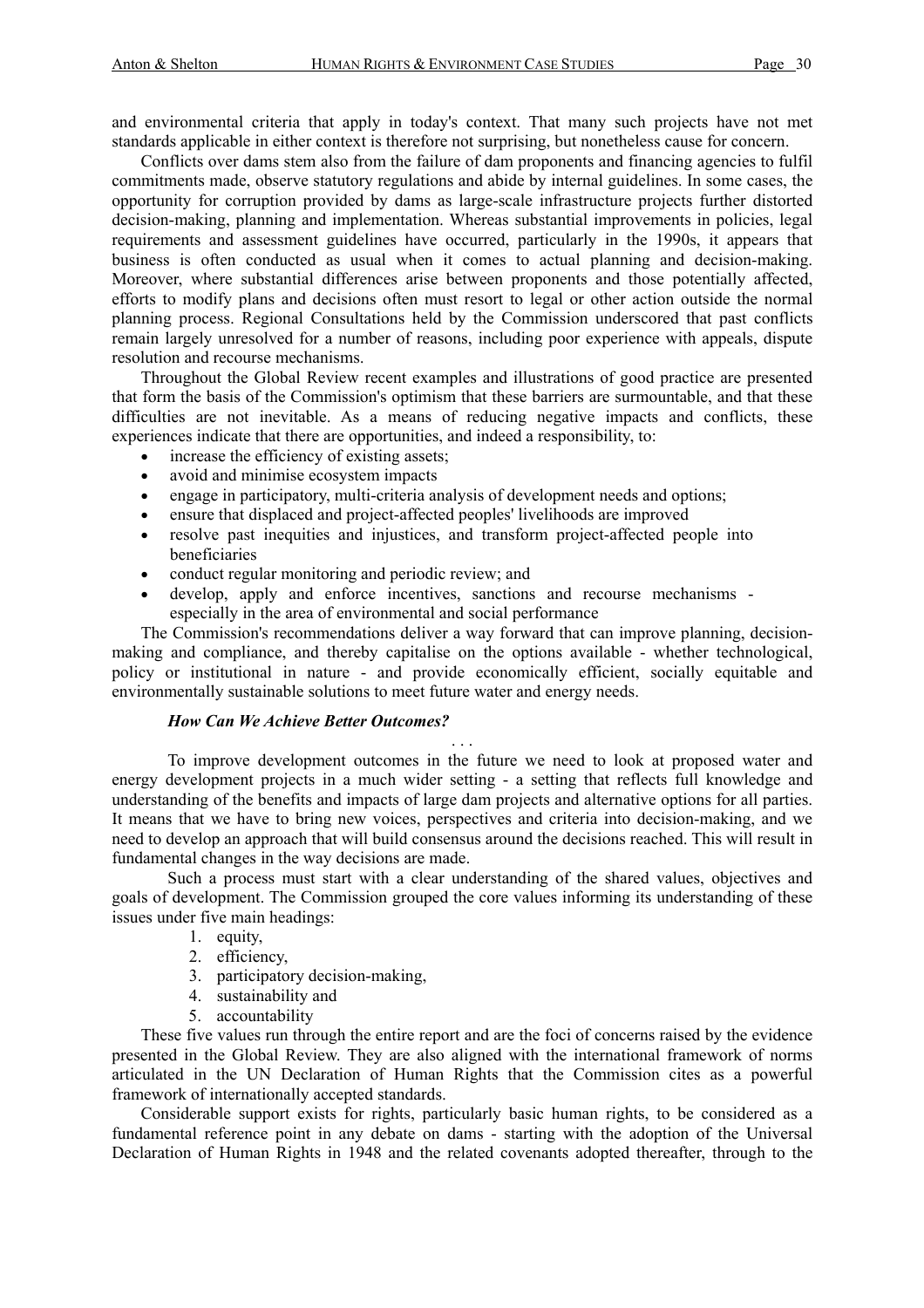and environmental criteria that apply in today's context. That many such projects have not met standards applicable in either context is therefore not surprising, but nonetheless cause for concern.

Conflicts over dams stem also from the failure of dam proponents and financing agencies to fulfil commitments made, observe statutory regulations and abide by internal guidelines. In some cases, the opportunity for corruption provided by dams as large-scale infrastructure projects further distorted decision-making, planning and implementation. Whereas substantial improvements in policies, legal requirements and assessment guidelines have occurred, particularly in the 1990s, it appears that business is often conducted as usual when it comes to actual planning and decision-making. Moreover, where substantial differences arise between proponents and those potentially affected, efforts to modify plans and decisions often must resort to legal or other action outside the normal planning process. Regional Consultations held by the Commission underscored that past conflicts remain largely unresolved for a number of reasons, including poor experience with appeals, dispute resolution and recourse mechanisms.

Throughout the Global Review recent examples and illustrations of good practice are presented that form the basis of the Commission's optimism that these barriers are surmountable, and that these difficulties are not inevitable. As a means of reducing negative impacts and conflicts, these experiences indicate that there are opportunities, and indeed a responsibility, to:

- increase the efficiency of existing assets;
- avoid and minimise ecosystem impacts
- engage in participatory, multi-criteria analysis of development needs and options;
- ensure that displaced and project-affected peoples' livelihoods are improved
- resolve past inequities and injustices, and transform project-affected people into beneficiaries
- conduct regular monitoring and periodic review; and
- develop, apply and enforce incentives, sanctions and recourse mechanisms - especially in the area of environmental and social performance

The Commission's recommendations deliver a way forward that can improve planning, decision-making and compliance, and thereby capitalise on the options available - whether technological, policy or institutional in nature - and provide economically efficient, socially equitable and environmentally sustainable solutions to meet future water and energy needs.

***How Can We Achieve Better Outcomes?***

. . .

To improve development outcomes in the future we need to look at proposed water and energy development projects in a much wider setting - a setting that reflects full knowledge and understanding of the benefits and impacts of large dam projects and alternative options for all parties. It means that we have to bring new voices, perspectives and criteria into decision-making, and we need to develop an approach that will build consensus around the decisions reached. This will result in fundamental changes in the way decisions are made.

Such a process must start with a clear understanding of the shared values, objectives and goals of development. The Commission grouped the core values informing its understanding of these issues under five main headings:

1. equity,
2. efficiency,
3. participatory decision-making,
4. sustainability and
5. accountability

These five values run through the entire report and are the foci of concerns raised by the evidence presented in the Global Review. They are also aligned with the international framework of norms articulated in the UN Declaration of Human Rights that the Commission cites as a powerful framework of internationally accepted standards.

Considerable support exists for rights, particularly basic human rights, to be considered as a fundamental reference point in any debate on dams - starting with the adoption of the Universal Declaration of Human Rights in 1948 and the related covenants adopted thereafter, through to the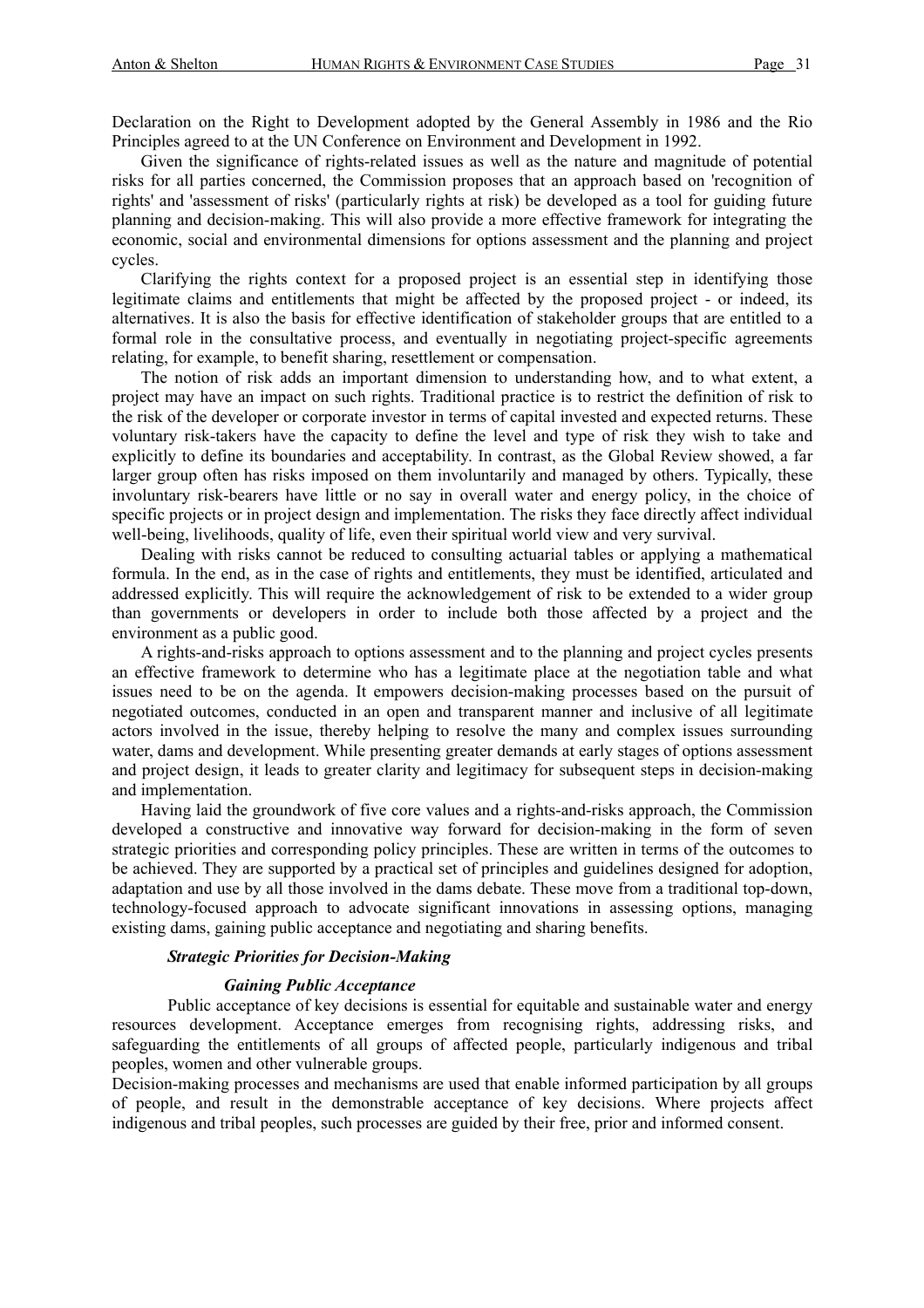Declaration on the Right to Development adopted by the General Assembly in 1986 and the Rio Principles agreed to at the UN Conference on Environment and Development in 1992.

Given the significance of rights-related issues as well as the nature and magnitude of potential risks for all parties concerned, the Commission proposes that an approach based on 'recognition of rights' and 'assessment of risks' (particularly rights at risk) be developed as a tool for guiding future planning and decision-making. This will also provide a more effective framework for integrating the economic, social and environmental dimensions for options assessment and the planning and project cycles.

Clarifying the rights context for a proposed project is an essential step in identifying those legitimate claims and entitlements that might be affected by the proposed project - or indeed, its alternatives. It is also the basis for effective identification of stakeholder groups that are entitled to a formal role in the consultative process, and eventually in negotiating project-specific agreements relating, for example, to benefit sharing, resettlement or compensation.

The notion of risk adds an important dimension to understanding how, and to what extent, a project may have an impact on such rights. Traditional practice is to restrict the definition of risk to the risk of the developer or corporate investor in terms of capital invested and expected returns. These voluntary risk-takers have the capacity to define the level and type of risk they wish to take and explicitly to define its boundaries and acceptability. In contrast, as the Global Review showed, a far larger group often has risks imposed on them involuntarily and managed by others. Typically, these involuntary risk-bearers have little or no say in overall water and energy policy, in the choice of specific projects or in project design and implementation. The risks they face directly affect individual well-being, livelihoods, quality of life, even their spiritual world view and very survival.

Dealing with risks cannot be reduced to consulting actuarial tables or applying a mathematical formula. In the end, as in the case of rights and entitlements, they must be identified, articulated and addressed explicitly. This will require the acknowledgement of risk to be extended to a wider group than governments or developers in order to include both those affected by a project and the environment as a public good.

A rights-and-risks approach to options assessment and to the planning and project cycles presents an effective framework to determine who has a legitimate place at the negotiation table and what issues need to be on the agenda. It empowers decision-making processes based on the pursuit of negotiated outcomes, conducted in an open and transparent manner and inclusive of all legitimate actors involved in the issue, thereby helping to resolve the many and complex issues surrounding water, dams and development. While presenting greater demands at early stages of options assessment and project design, it leads to greater clarity and legitimacy for subsequent steps in decision-making and implementation.

Having laid the groundwork of five core values and a rights-and-risks approach, the Commission developed a constructive and innovative way forward for decision-making in the form of seven strategic priorities and corresponding policy principles. These are written in terms of the outcomes to be achieved. They are supported by a practical set of principles and guidelines designed for adoption, adaptation and use by all those involved in the dams debate. These move from a traditional top-down, technology-focused approach to advocate significant innovations in assessing options, managing existing dams, gaining public acceptance and negotiating and sharing benefits.

***Strategic Priorities for Decision-Making***

***Gaining Public Acceptance***

Public acceptance of key decisions is essential for equitable and sustainable water and energy resources development. Acceptance emerges from recognising rights, addressing risks, and safeguarding the entitlements of all groups of affected people, particularly indigenous and tribal peoples, women and other vulnerable groups.

Decision-making processes and mechanisms are used that enable informed participation by all groups of people, and result in the demonstrable acceptance of key decisions. Where projects affect indigenous and tribal peoples, such processes are guided by their free, prior and informed consent.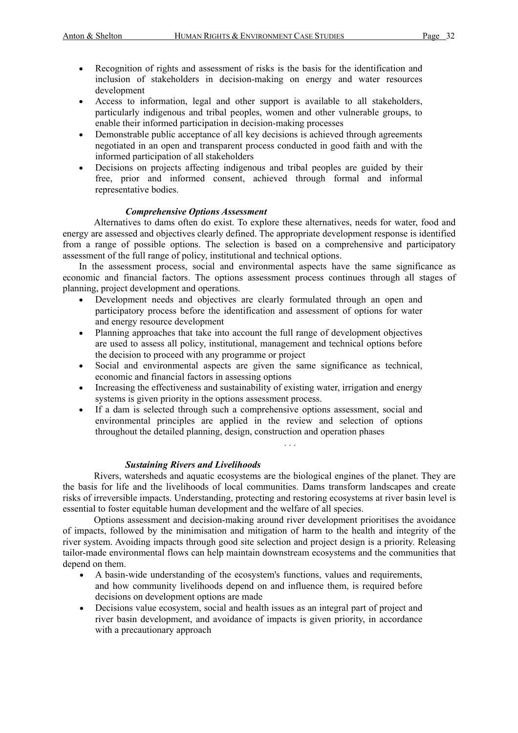- Recognition of rights and assessment of risks is the basis for the identification and inclusion of stakeholders in decision-making on energy and water resources development
- Access to information, legal and other support is available to all stakeholders, particularly indigenous and tribal peoples, women and other vulnerable groups, to enable their informed participation in decision-making processes
- Demonstrable public acceptance of all key decisions is achieved through agreements negotiated in an open and transparent process conducted in good faith and with the informed participation of all stakeholders
- Decisions on projects affecting indigenous and tribal peoples are guided by their free, prior and informed consent, achieved through formal and informal representative bodies.

***Comprehensive Options Assessment***

Alternatives to dams often do exist. To explore these alternatives, needs for water, food and energy are assessed and objectives clearly defined. The appropriate development response is identified from a range of possible options. The selection is based on a comprehensive and participatory assessment of the full range of policy, institutional and technical options.

In the assessment process, social and environmental aspects have the same significance as economic and financial factors. The options assessment process continues through all stages of planning, project development and operations.

- Development needs and objectives are clearly formulated through an open and participatory process before the identification and assessment of options for water and energy resource development
- Planning approaches that take into account the full range of development objectives are used to assess all policy, institutional, management and technical options before the decision to proceed with any programme or project
- Social and environmental aspects are given the same significance as technical, economic and financial factors in assessing options
- Increasing the effectiveness and sustainability of existing water, irrigation and energy systems is given priority in the options assessment process.
- If a dam is selected through such a comprehensive options assessment, social and environmental principles are applied in the review and selection of options throughout the detailed planning, design, construction and operation phases

. . .

***Sustaining Rivers and Livelihoods***

Rivers, watersheds and aquatic ecosystems are the biological engines of the planet. They are the basis for life and the livelihoods of local communities. Dams transform landscapes and create risks of irreversible impacts. Understanding, protecting and restoring ecosystems at river basin level is essential to foster equitable human development and the welfare of all species.

Options assessment and decision-making around river development prioritises the avoidance of impacts, followed by the minimisation and mitigation of harm to the health and integrity of the river system. Avoiding impacts through good site selection and project design is a priority. Releasing tailor-made environmental flows can help maintain downstream ecosystems and the communities that depend on them.

- A basin-wide understanding of the ecosystem's functions, values and requirements, and how community livelihoods depend on and influence them, is required before decisions on development options are made
- Decisions value ecosystem, social and health issues as an integral part of project and river basin development, and avoidance of impacts is given priority, in accordance with a precautionary approach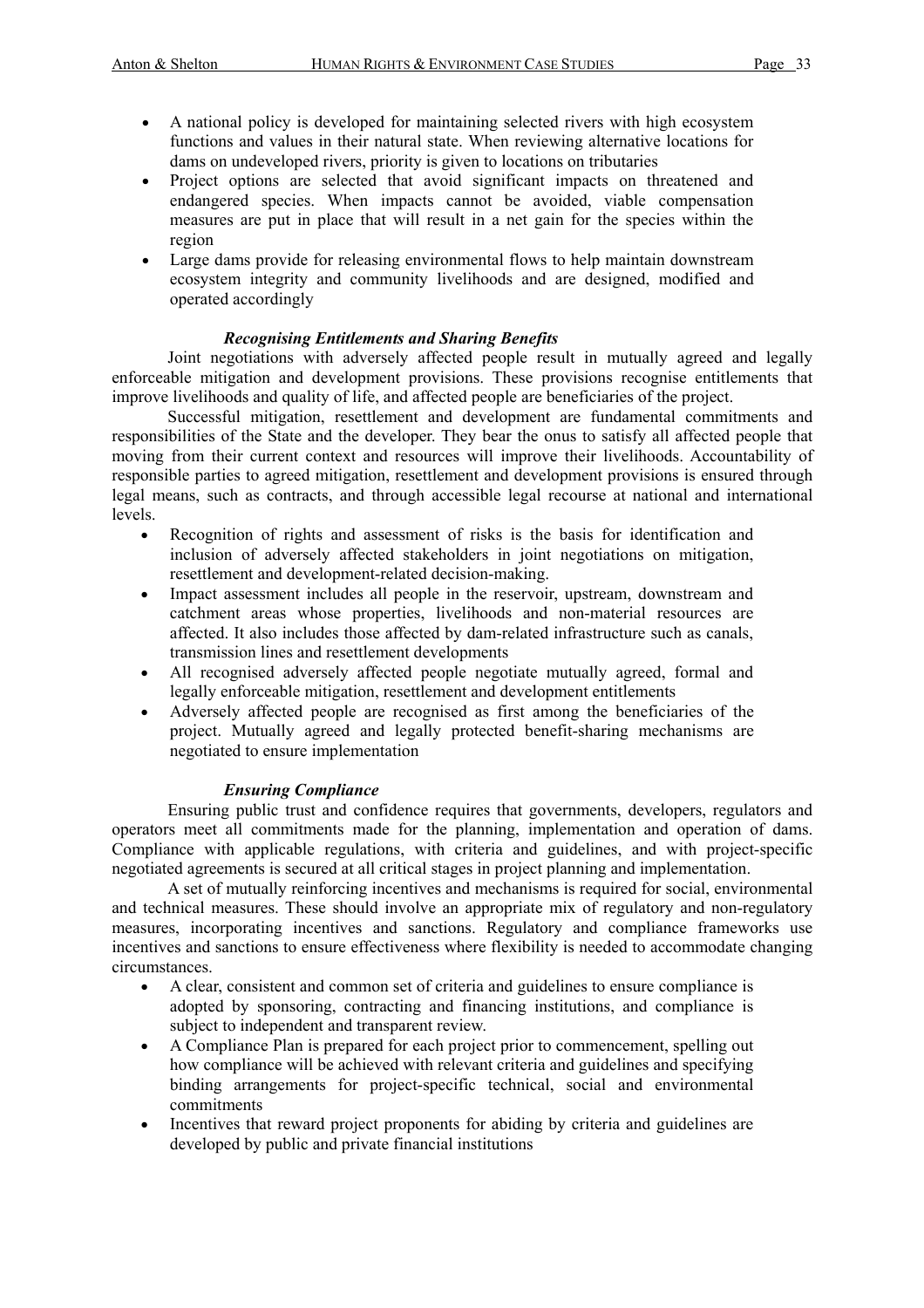- A national policy is developed for maintaining selected rivers with high ecosystem functions and values in their natural state. When reviewing alternative locations for dams on undeveloped rivers, priority is given to locations on tributaries
- Project options are selected that avoid significant impacts on threatened and endangered species. When impacts cannot be avoided, viable compensation measures are put in place that will result in a net gain for the species within the region
- Large dams provide for releasing environmental flows to help maintain downstream ecosystem integrity and community livelihoods and are designed, modified and operated accordingly

***Recognising Entitlements and Sharing Benefits***

Joint negotiations with adversely affected people result in mutually agreed and legally enforceable mitigation and development provisions. These provisions recognise entitlements that improve livelihoods and quality of life, and affected people are beneficiaries of the project.

Successful mitigation, resettlement and development are fundamental commitments and responsibilities of the State and the developer. They bear the onus to satisfy all affected people that moving from their current context and resources will improve their livelihoods. Accountability of responsible parties to agreed mitigation, resettlement and development provisions is ensured through legal means, such as contracts, and through accessible legal recourse at national and international levels.

- Recognition of rights and assessment of risks is the basis for identification and inclusion of adversely affected stakeholders in joint negotiations on mitigation, resettlement and development-related decision-making.
- Impact assessment includes all people in the reservoir, upstream, downstream and catchment areas whose properties, livelihoods and non-material resources are affected. It also includes those affected by dam-related infrastructure such as canals, transmission lines and resettlement developments
- All recognised adversely affected people negotiate mutually agreed, formal and legally enforceable mitigation, resettlement and development entitlements
- Adversely affected people are recognised as first among the beneficiaries of the project. Mutually agreed and legally protected benefit-sharing mechanisms are negotiated to ensure implementation

***Ensuring Compliance***

Ensuring public trust and confidence requires that governments, developers, regulators and operators meet all commitments made for the planning, implementation and operation of dams. Compliance with applicable regulations, with criteria and guidelines, and with project-specific negotiated agreements is secured at all critical stages in project planning and implementation.

A set of mutually reinforcing incentives and mechanisms is required for social, environmental and technical measures. These should involve an appropriate mix of regulatory and non-regulatory measures, incorporating incentives and sanctions. Regulatory and compliance frameworks use incentives and sanctions to ensure effectiveness where flexibility is needed to accommodate changing circumstances.

- A clear, consistent and common set of criteria and guidelines to ensure compliance is adopted by sponsoring, contracting and financing institutions, and compliance is subject to independent and transparent review.
- A Compliance Plan is prepared for each project prior to commencement, spelling out how compliance will be achieved with relevant criteria and guidelines and specifying binding arrangements for project-specific technical, social and environmental commitments
- Incentives that reward project proponents for abiding by criteria and guidelines are developed by public and private financial institutions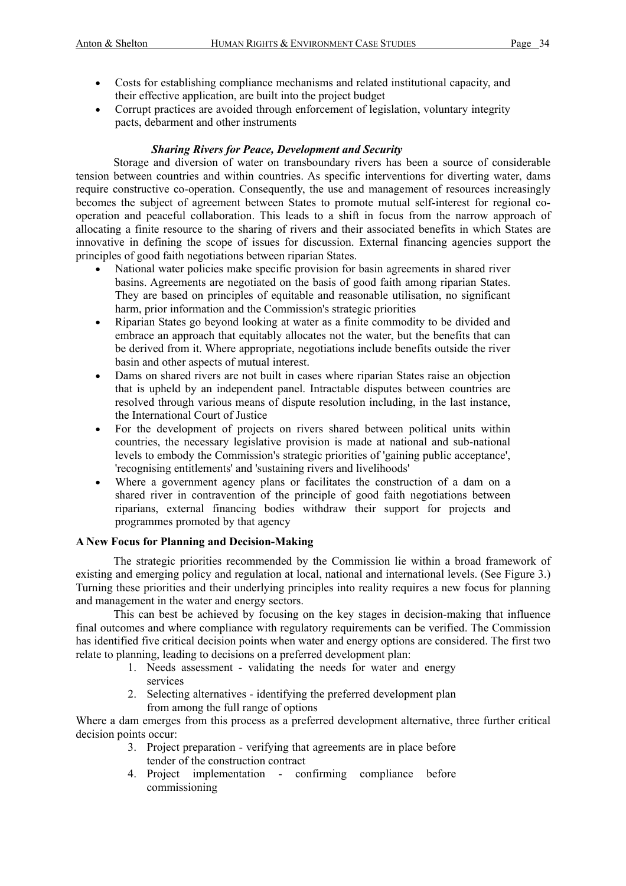- Costs for establishing compliance mechanisms and related institutional capacity, and their effective application, are built into the project budget
- Corrupt practices are avoided through enforcement of legislation, voluntary integrity pacts, debarment and other instruments

### *Sharing Rivers for Peace, Development and Security*

Storage and diversion of water on transboundary rivers has been a source of considerable tension between countries and within countries. As specific interventions for diverting water, dams require constructive co-operation. Consequently, the use and management of resources increasingly becomes the subject of agreement between States to promote mutual self-interest for regional co-operation and peaceful collaboration. This leads to a shift in focus from the narrow approach of allocating a finite resource to the sharing of rivers and their associated benefits in which States are innovative in defining the scope of issues for discussion. External financing agencies support the principles of good faith negotiations between riparian States.

- National water policies make specific provision for basin agreements in shared river basins. Agreements are negotiated on the basis of good faith among riparian States. They are based on principles of equitable and reasonable utilisation, no significant harm, prior information and the Commission's strategic priorities
- Riparian States go beyond looking at water as a finite commodity to be divided and embrace an approach that equitably allocates not the water, but the benefits that can be derived from it. Where appropriate, negotiations include benefits outside the river basin and other aspects of mutual interest.
- Dams on shared rivers are not built in cases where riparian States raise an objection that is upheld by an independent panel. Intractable disputes between countries are resolved through various means of dispute resolution including, in the last instance, the International Court of Justice
- For the development of projects on rivers shared between political units within countries, the necessary legislative provision is made at national and sub-national levels to embody the Commission's strategic priorities of 'gaining public acceptance', 'recognising entitlements' and 'sustaining rivers and livelihoods'
- Where a government agency plans or facilitates the construction of a dam on a shared river in contravention of the principle of good faith negotiations between riparians, external financing bodies withdraw their support for projects and programmes promoted by that agency

### A New Focus for Planning and Decision-Making

The strategic priorities recommended by the Commission lie within a broad framework of existing and emerging policy and regulation at local, national and international levels. (See Figure 3.) Turning these priorities and their underlying principles into reality requires a new focus for planning and management in the water and energy sectors.

This can best be achieved by focusing on the key stages in decision-making that influence final outcomes and where compliance with regulatory requirements can be verified. The Commission has identified five critical decision points when water and energy options are considered. The first two relate to planning, leading to decisions on a preferred development plan:

1. Needs assessment - validating the needs for water and energy services
2. Selecting alternatives - identifying the preferred development plan from among the full range of options

Where a dam emerges from this process as a preferred development alternative, three further critical decision points occur:

3. Project preparation - verifying that agreements are in place before tender of the construction contract
4. Project implementation - confirming compliance before commissioning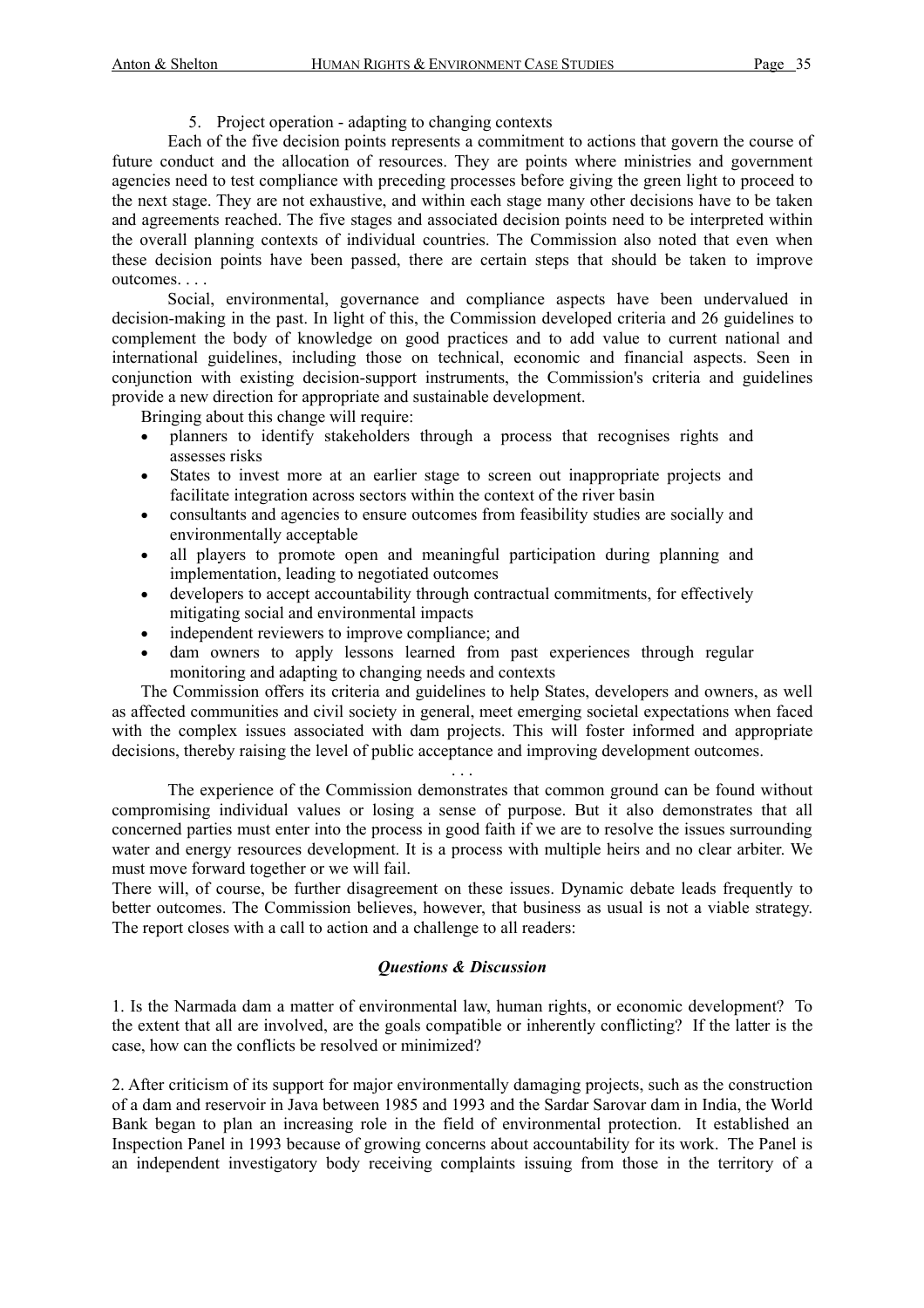5. Project operation - adapting to changing contexts

Each of the five decision points represents a commitment to actions that govern the course of future conduct and the allocation of resources. They are points where ministries and government agencies need to test compliance with preceding processes before giving the green light to proceed to the next stage. They are not exhaustive, and within each stage many other decisions have to be taken and agreements reached. The five stages and associated decision points need to be interpreted within the overall planning contexts of individual countries. The Commission also noted that even when these decision points have been passed, there are certain steps that should be taken to improve outcomes. . . .

Social, environmental, governance and compliance aspects have been undervalued in decision-making in the past. In light of this, the Commission developed criteria and 26 guidelines to complement the body of knowledge on good practices and to add value to current national and international guidelines, including those on technical, economic and financial aspects. Seen in conjunction with existing decision-support instruments, the Commission's criteria and guidelines provide a new direction for appropriate and sustainable development.

Bringing about this change will require:

- planners to identify stakeholders through a process that recognises rights and assesses risks
- States to invest more at an earlier stage to screen out inappropriate projects and facilitate integration across sectors within the context of the river basin
- consultants and agencies to ensure outcomes from feasibility studies are socially and environmentally acceptable
- all players to promote open and meaningful participation during planning and implementation, leading to negotiated outcomes
- developers to accept accountability through contractual commitments, for effectively mitigating social and environmental impacts
- independent reviewers to improve compliance; and
- dam owners to apply lessons learned from past experiences through regular monitoring and adapting to changing needs and contexts

The Commission offers its criteria and guidelines to help States, developers and owners, as well as affected communities and civil society in general, meet emerging societal expectations when faced with the complex issues associated with dam projects. This will foster informed and appropriate decisions, thereby raising the level of public acceptance and improving development outcomes.

. . .

The experience of the Commission demonstrates that common ground can be found without compromising individual values or losing a sense of purpose. But it also demonstrates that all concerned parties must enter into the process in good faith if we are to resolve the issues surrounding water and energy resources development. It is a process with multiple heirs and no clear arbiter. We must move forward together or we will fail.

There will, of course, be further disagreement on these issues. Dynamic debate leads frequently to better outcomes. The Commission believes, however, that business as usual is not a viable strategy. The report closes with a call to action and a challenge to all readers:

### *Questions & Discussion*

1. Is the Narmada dam a matter of environmental law, human rights, or economic development? To the extent that all are involved, are the goals compatible or inherently conflicting? If the latter is the case, how can the conflicts be resolved or minimized?

2. After criticism of its support for major environmentally damaging projects, such as the construction of a dam and reservoir in Java between 1985 and 1993 and the Sardar Sarovar dam in India, the World Bank began to plan an increasing role in the field of environmental protection. It established an Inspection Panel in 1993 because of growing concerns about accountability for its work. The Panel is an independent investigatory body receiving complaints issuing from those in the territory of a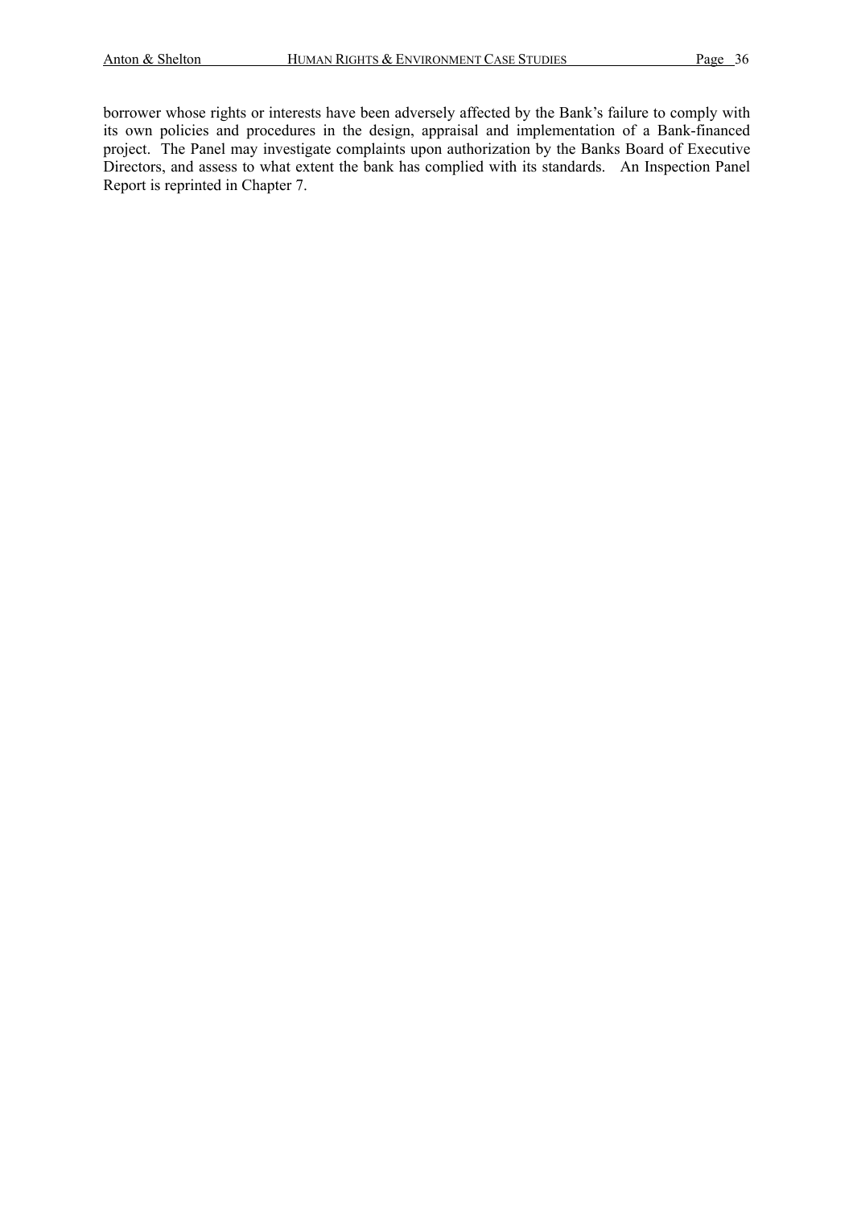borrower whose rights or interests have been adversely affected by the Bank's failure to comply with its own policies and procedures in the design, appraisal and implementation of a Bank-financed project. The Panel may investigate complaints upon authorization by the Banks Board of Executive Directors, and assess to what extent the bank has complied with its standards. An Inspection Panel Report is reprinted in Chapter 7.